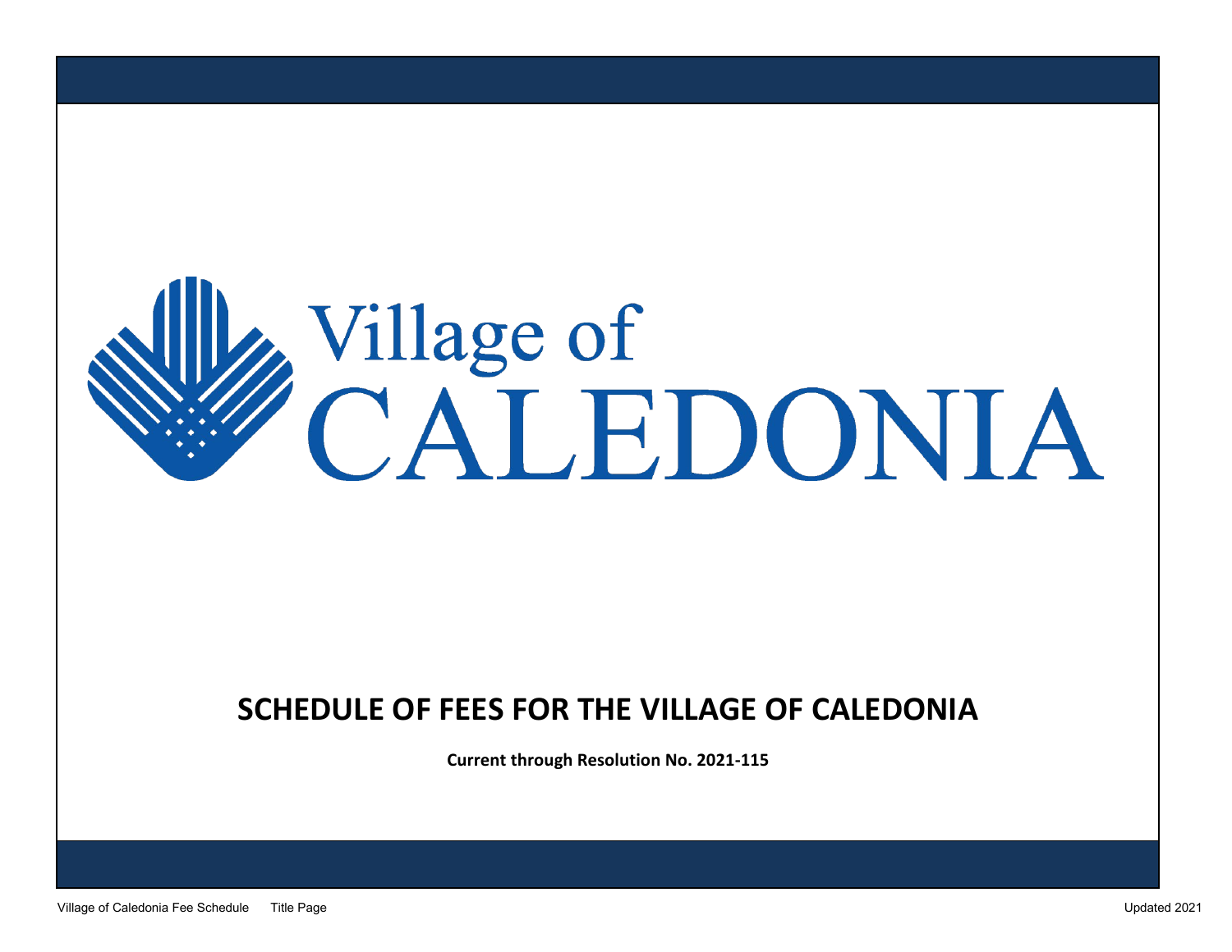Village of
CALEDONIA

# SCHEDULE OF FEES FOR THE VILLAGE OF CALEDONIA

**Current through Resolution No. 2021-115**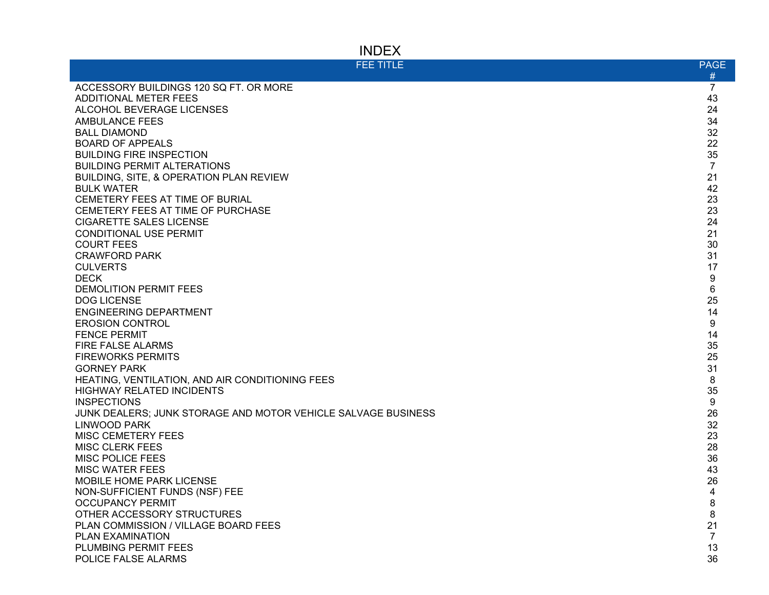# INDEX

| FEE TITLE | PAGE # |
|---|---|
| ACCESSORY BUILDINGS 120 SQ FT. OR MORE | 7 |
| ADDITIONAL METER FEES | 43 |
| ALCOHOL BEVERAGE LICENSES | 24 |
| AMBULANCE FEES | 34 |
| BALL DIAMOND | 32 |
| BOARD OF APPEALS | 22 |
| BUILDING FIRE INSPECTION | 35 |
| BUILDING PERMIT ALTERATIONS | 7 |
| BUILDING, SITE, & OPERATION PLAN REVIEW | 21 |
| BULK WATER | 42 |
| CEMETERY FEES AT TIME OF BURIAL | 23 |
| CEMETERY FEES AT TIME OF PURCHASE | 23 |
| CIGARETTE SALES LICENSE | 24 |
| CONDITIONAL USE PERMIT | 21 |
| COURT FEES | 30 |
| CRAWFORD PARK | 31 |
| CULVERTS | 17 |
| DECK | 9 |
| DEMOLITION PERMIT FEES | 6 |
| DOG LICENSE | 25 |
| ENGINEERING DEPARTMENT | 14 |
| EROSION CONTROL | 9 |
| FENCE PERMIT | 14 |
| FIRE FALSE ALARMS | 35 |
| FIREWORKS PERMITS | 25 |
| GORNEY PARK | 31 |
| HEATING, VENTILATION, AND AIR CONDITIONING FEES | 8 |
| HIGHWAY RELATED INCIDENTS | 35 |
| INSPECTIONS | 9 |
| JUNK DEALERS; JUNK STORAGE AND MOTOR VEHICLE SALVAGE BUSINESS | 26 |
| LINWOOD PARK | 32 |
| MISC CEMETERY FEES | 23 |
| MISC CLERK FEES | 28 |
| MISC POLICE FEES | 36 |
| MISC WATER FEES | 43 |
| MOBILE HOME PARK LICENSE | 26 |
| NON-SUFFICIENT FUNDS (NSF) FEE | 4 |
| OCCUPANCY PERMIT | 8 |
| OTHER ACCESSORY STRUCTURES | 8 |
| PLAN COMMISSION / VILLAGE BOARD FEES | 21 |
| PLAN EXAMINATION | 7 |
| PLUMBING PERMIT FEES | 13 |
| POLICE FALSE ALARMS | 36 |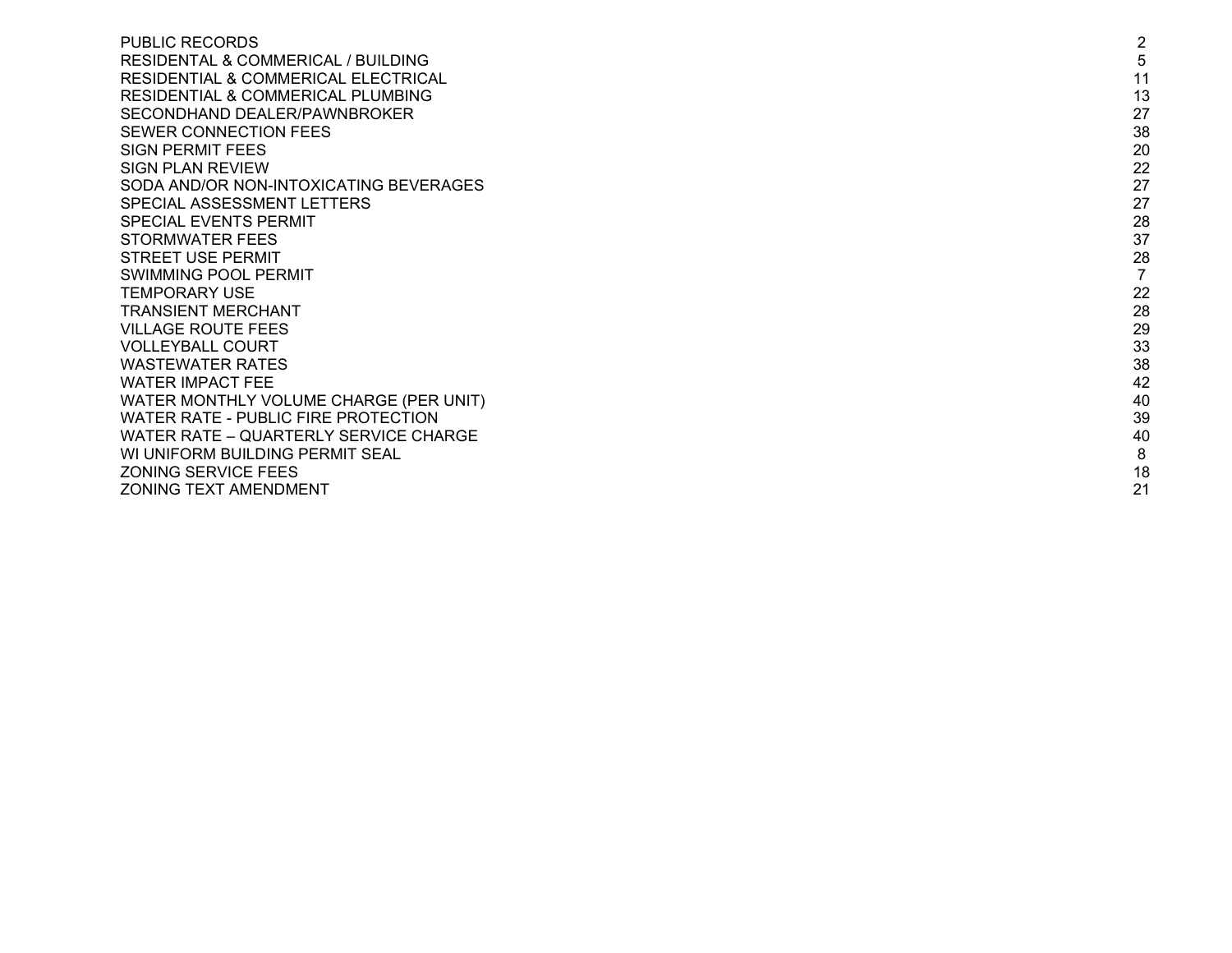| | |
|---|---|
| PUBLIC RECORDS | 2 |
| RESIDENTAL & COMMERICAL / BUILDING | 5 |
| RESIDENTIAL & COMMERICAL ELECTRICAL | 11 |
| RESIDENTIAL & COMMERICAL PLUMBING | 13 |
| SECONDHAND DEALER/PAWNBROKER | 27 |
| SEWER CONNECTION FEES | 38 |
| SIGN PERMIT FEES | 20 |
| SIGN PLAN REVIEW | 22 |
| SODA AND/OR NON-INTOXICATING BEVERAGES | 27 |
| SPECIAL ASSESSMENT LETTERS | 27 |
| SPECIAL EVENTS PERMIT | 28 |
| STORMWATER FEES | 37 |
| STREET USE PERMIT | 28 |
| SWIMMING POOL PERMIT | 7 |
| TEMPORARY USE | 22 |
| TRANSIENT MERCHANT | 28 |
| VILLAGE ROUTE FEES | 29 |
| VOLLEYBALL COURT | 33 |
| WASTEWATER RATES | 38 |
| WATER IMPACT FEE | 42 |
| WATER MONTHLY VOLUME CHARGE (PER UNIT) | 40 |
| WATER RATE - PUBLIC FIRE PROTECTION | 39 |
| WATER RATE – QUARTERLY SERVICE CHARGE | 40 |
| WI UNIFORM BUILDING PERMIT SEAL | 8 |
| ZONING SERVICE FEES | 18 |
| ZONING TEXT AMENDMENT | 21 |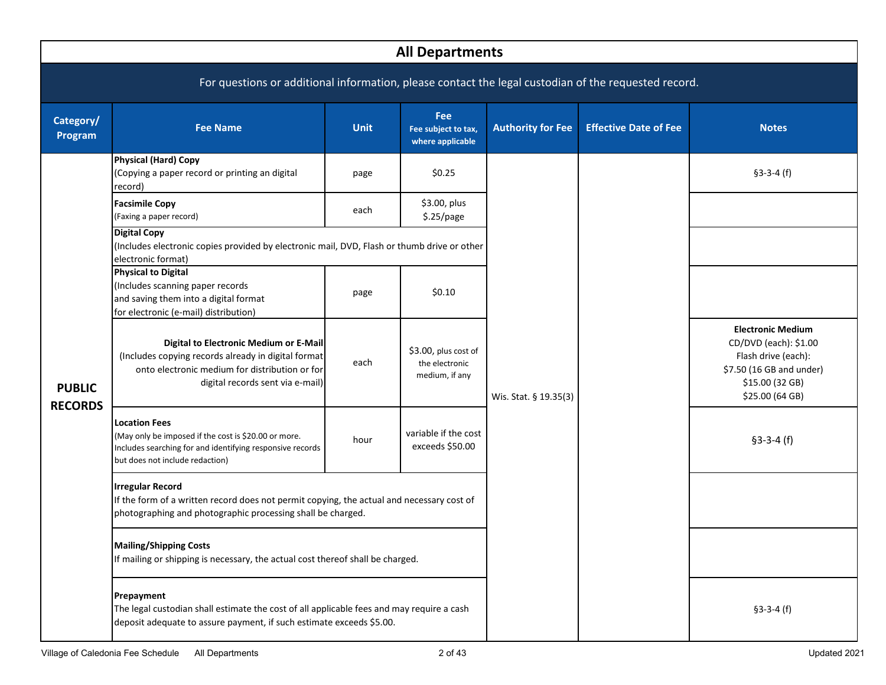## All Departments

For questions or additional information, please contact the legal custodian of the requested record.

| Category/ Program | Fee Name | Unit | Fee (Fee subject to tax, where applicable) | Authority for Fee | Effective Date of Fee | Notes |
|---|---|---|---|---|---|---|
| **PUBLIC RECORDS** | **Physical (Hard) Copy** (Copying a paper record or printing an digital record) | page | $0.25 | Wis. Stat. § 19.35(3) | | §3-3-4 (f) |
| | **Facsimile Copy** (Faxing a paper record) | each | $3.00, plus $.25/page | | | |
| | **Digital Copy** (Includes electronic copies provided by electronic mail, DVD, Flash or thumb drive or other electronic format) | | | | | |
| | **Physical to Digital** (Includes scanning paper records and saving them into a digital format for electronic (e-mail) distribution) | page | $0.10 | | | |
| | **Digital to Electronic Medium or E-Mail** (Includes copying records already in digital format onto electronic medium for distribution or for digital records sent via e-mail) | each | $3.00, plus cost of the electronic medium, if any | | | **Electronic Medium** CD/DVD (each): $1.00 Flash drive (each): $7.50 (16 GB and under) $15.00 (32 GB) $25.00 (64 GB) |
| | **Location Fees** (May only be imposed if the cost is $20.00 or more. Includes searching for and identifying responsive records but does not include redaction) | hour | variable if the cost exceeds $50.00 | | | §3-3-4 (f) |
| | **Irregular Record** If the form of a written record does not permit copying, the actual and necessary cost of photographing and photographic processing shall be charged. | | | | | |
| | **Mailing/Shipping Costs** If mailing or shipping is necessary, the actual cost thereof shall be charged. | | | | | |
| | **Prepayment** The legal custodian shall estimate the cost of all applicable fees and may require a cash deposit adequate to assure payment, if such estimate exceeds $5.00. | | | | | §3-3-4 (f) |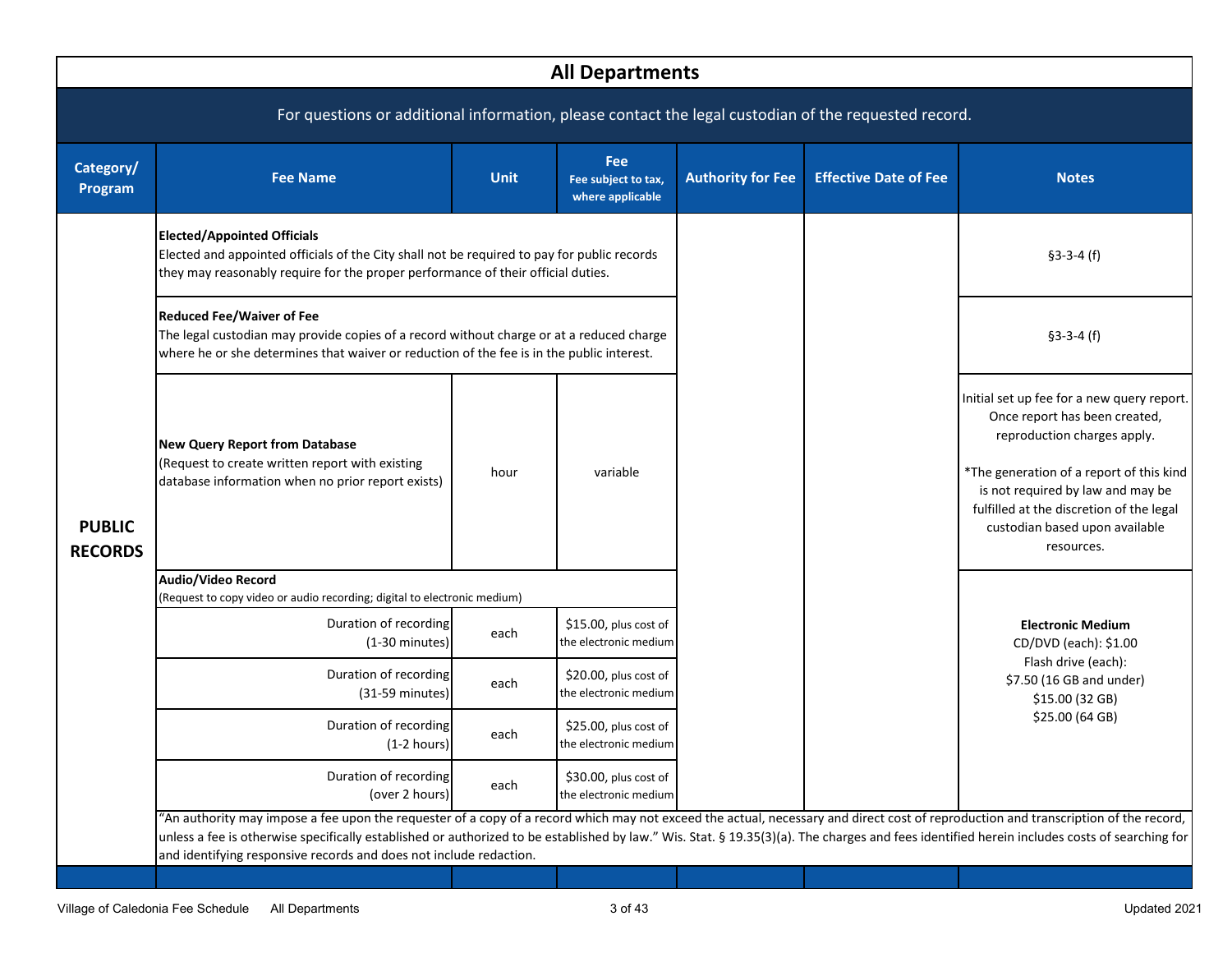# All Departments

For questions or additional information, please contact the legal custodian of the requested record.

| Category/ Program | Fee Name | Unit | Fee<br>Fee subject to tax, where applicable | Authority for Fee | Effective Date of Fee | Notes |
|---|---|---|---|---|---|---|
| PUBLIC RECORDS | **Elected/Appointed Officials**<br>Elected and appointed officials of the City shall not be required to pay for public records they may reasonably require for the proper performance of their official duties. | | | | | §3-3-4 (f) |
| | **Reduced Fee/Waiver of Fee**<br>The legal custodian may provide copies of a record without charge or at a reduced charge where he or she determines that waiver or reduction of the fee is in the public interest. | | | | | §3-3-4 (f) |
| | **New Query Report from Database**<br>(Request to create written report with existing database information when no prior report exists) | hour | variable | | | Initial set up fee for a new query report. Once report has been created, reproduction charges apply.<br><br>*The generation of a report of this kind is not required by law and may be fulfilled at the discretion of the legal custodian based upon available resources. |
| | **Audio/Video Record**<br>(Request to copy video or audio recording; digital to electronic medium) | | | | | **Electronic Medium**<br>CD/DVD (each): $1.00<br>Flash drive (each):<br>$7.50 (16 GB and under)<br>$15.00 (32 GB)<br>$25.00 (64 GB) |
| | Duration of recording (1-30 minutes) | each | $15.00, plus cost of the electronic medium | | | |
| | Duration of recording (31-59 minutes) | each | $20.00, plus cost of the electronic medium | | | |
| | Duration of recording (1-2 hours) | each | $25.00, plus cost of the electronic medium | | | |
| | Duration of recording (over 2 hours) | each | $30.00, plus cost of the electronic medium | | | |

"An authority may impose a fee upon the requester of a copy of a record which may not exceed the actual, necessary and direct cost of reproduction and transcription of the record, unless a fee is otherwise specifically established or authorized to be established by law." Wis. Stat. § 19.35(3)(a). The charges and fees identified herein includes costs of searching for and identifying responsive records and does not include redaction.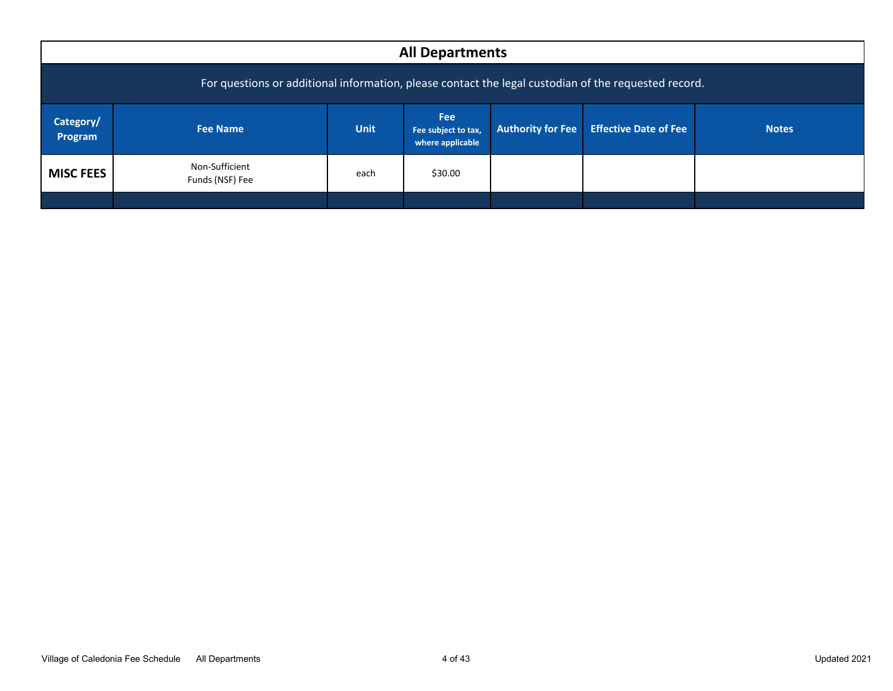## All Departments

For questions or additional information, please contact the legal custodian of the requested record.

| Category/ Program | Fee Name | Unit | Fee<br>Fee subject to tax, where applicable | Authority for Fee | Effective Date of Fee | Notes |
|---|---|---|---|---|---|---|
| **MISC FEES** | Non-Sufficient Funds (NSF) Fee | each | $30.00 | | | |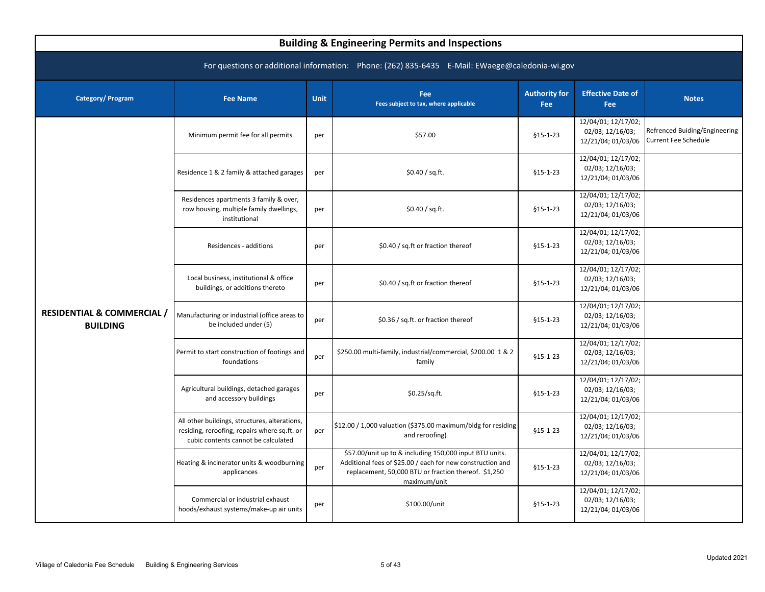## Building & Engineering Permits and Inspections

For questions or additional information: Phone: (262) 835-6435 E-Mail: EWaege@caledonia-wi.gov

| Category/ Program | Fee Name | Unit | Fee<br>Fees subject to tax, where applicable | Authority for Fee | Effective Date of Fee | Notes |
|---|---|---|---|---|---|---|
| RESIDENTIAL & COMMERCIAL / BUILDING | Minimum permit fee for all permits | per | $57.00 | §15-1-23 | 12/04/01; 12/17/02; 02/03; 12/16/03; 12/21/04; 01/03/06 | Refrenced Buiding/Engineering Current Fee Schedule |
| | Residence 1 & 2 family & attached garages | per | $0.40 / sq.ft. | §15-1-23 | 12/04/01; 12/17/02; 02/03; 12/16/03; 12/21/04; 01/03/06 | |
| | Residences apartments 3 family & over, row housing, multiple family dwellings, institutional | per | $0.40 / sq.ft. | §15-1-23 | 12/04/01; 12/17/02; 02/03; 12/16/03; 12/21/04; 01/03/06 | |
| | Residences - additions | per | $0.40 / sq.ft or fraction thereof | §15-1-23 | 12/04/01; 12/17/02; 02/03; 12/16/03; 12/21/04; 01/03/06 | |
| | Local business, institutional & office buildings, or additions thereto | per | $0.40 / sq.ft or fraction thereof | §15-1-23 | 12/04/01; 12/17/02; 02/03; 12/16/03; 12/21/04; 01/03/06 | |
| | Manufacturing or industrial (office areas to be included under (5) | per | $0.36 / sq.ft. or fraction thereof | §15-1-23 | 12/04/01; 12/17/02; 02/03; 12/16/03; 12/21/04; 01/03/06 | |
| | Permit to start construction of footings and foundations | per | $250.00 multi-family, industrial/commercial, $200.00 1 & 2 family | §15-1-23 | 12/04/01; 12/17/02; 02/03; 12/16/03; 12/21/04; 01/03/06 | |
| | Agricultural buildings, detached garages and accessory buildings | per | $0.25/sq.ft. | §15-1-23 | 12/04/01; 12/17/02; 02/03; 12/16/03; 12/21/04; 01/03/06 | |
| | All other buildings, structures, alterations, residing, reroofing, repairs where sq.ft. or cubic contents cannot be calculated | per | $12.00 / 1,000 valuation ($375.00 maximum/bldg for residing and reroofing) | §15-1-23 | 12/04/01; 12/17/02; 02/03; 12/16/03; 12/21/04; 01/03/06 | |
| | Heating & incinerator units & woodburning applicances | per | $57.00/unit up to & including 150,000 input BTU units. Additional fees of $25.00 / each for new construction and replacement, 50,000 BTU or fraction thereof. $1,250 maximum/unit | §15-1-23 | 12/04/01; 12/17/02; 02/03; 12/16/03; 12/21/04; 01/03/06 | |
| | Commercial or industrial exhaust hoods/exhaust systems/make-up air units | per | $100.00/unit | §15-1-23 | 12/04/01; 12/17/02; 02/03; 12/16/03; 12/21/04; 01/03/06 | |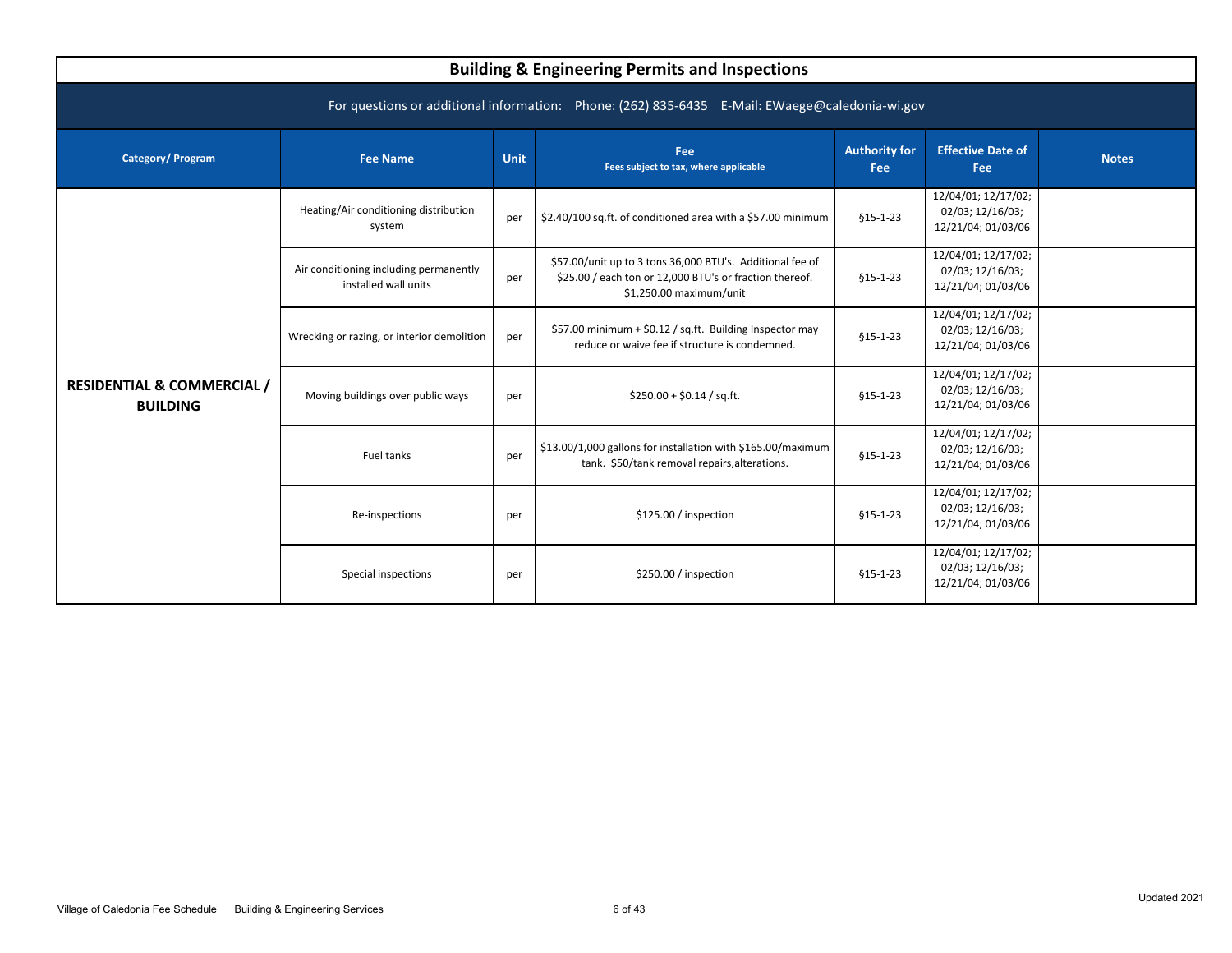## Building & Engineering Permits and Inspections

For questions or additional information: Phone: (262) 835-6435 E-Mail: EWaege@caledonia-wi.gov

| Category/ Program | Fee Name | Unit | Fee<br>Fees subject to tax, where applicable | Authority for Fee | Effective Date of Fee | Notes |
|---|---|---|---|---|---|---|
| **RESIDENTIAL & COMMERCIAL / BUILDING** | Heating/Air conditioning distribution system | per | $2.40/100 sq.ft. of conditioned area with a $57.00 minimum | §15-1-23 | 12/04/01; 12/17/02; 02/03; 12/16/03; 12/21/04; 01/03/06 | |
| | Air conditioning including permanently installed wall units | per | $57.00/unit up to 3 tons 36,000 BTU's. Additional fee of $25.00 / each ton or 12,000 BTU's or fraction thereof. $1,250.00 maximum/unit | §15-1-23 | 12/04/01; 12/17/02; 02/03; 12/16/03; 12/21/04; 01/03/06 | |
| | Wrecking or razing, or interior demolition | per | $57.00 minimum + $0.12 / sq.ft. Building Inspector may reduce or waive fee if structure is condemned. | §15-1-23 | 12/04/01; 12/17/02; 02/03; 12/16/03; 12/21/04; 01/03/06 | |
| | Moving buildings over public ways | per | $250.00 + $0.14 / sq.ft. | §15-1-23 | 12/04/01; 12/17/02; 02/03; 12/16/03; 12/21/04; 01/03/06 | |
| | Fuel tanks | per | $13.00/1,000 gallons for installation with $165.00/maximum tank. $50/tank removal repairs,alterations. | §15-1-23 | 12/04/01; 12/17/02; 02/03; 12/16/03; 12/21/04; 01/03/06 | |
| | Re-inspections | per | $125.00 / inspection | §15-1-23 | 12/04/01; 12/17/02; 02/03; 12/16/03; 12/21/04; 01/03/06 | |
| | Special inspections | per | $250.00 / inspection | §15-1-23 | 12/04/01; 12/17/02; 02/03; 12/16/03; 12/21/04; 01/03/06 | |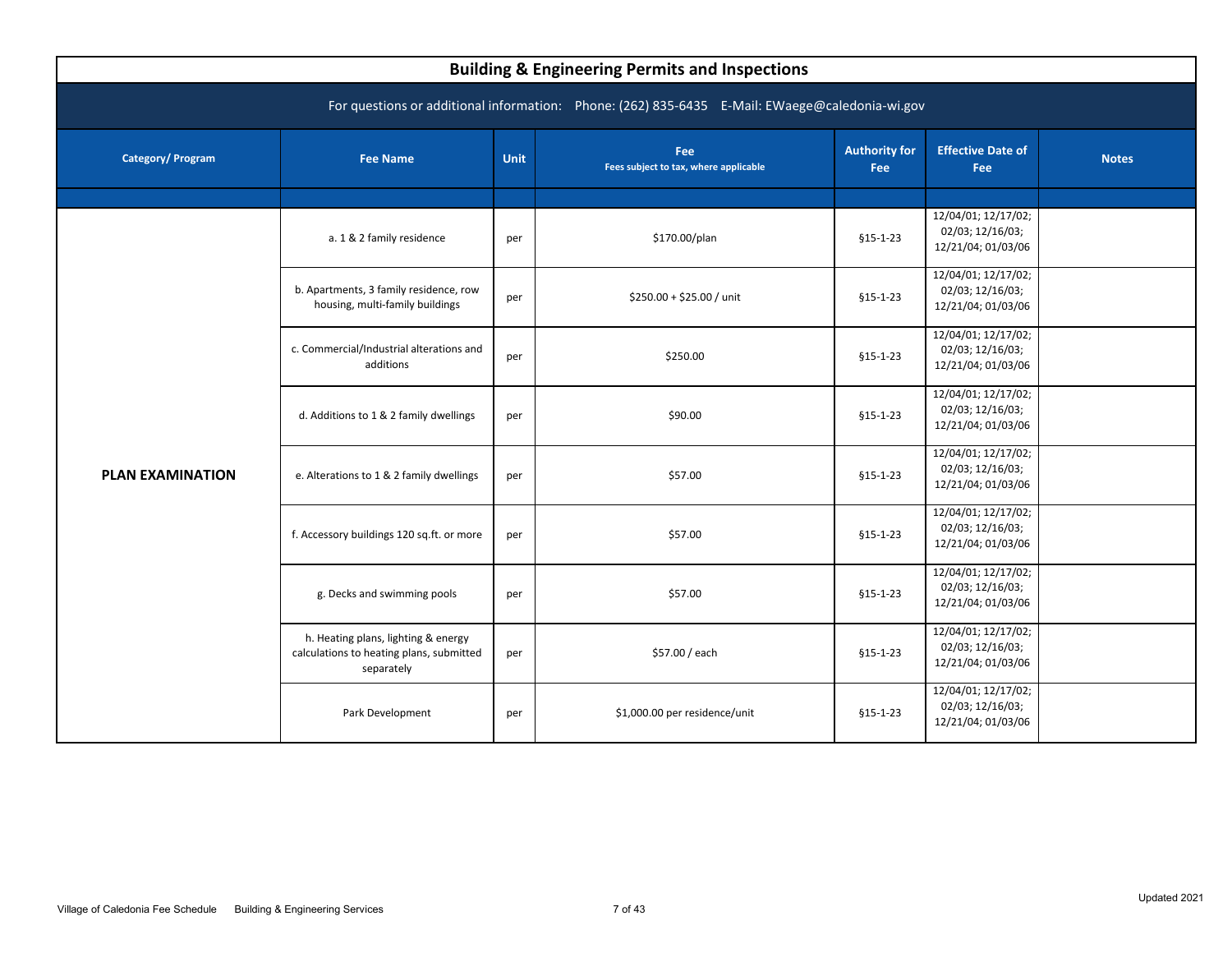## Building & Engineering Permits and Inspections

For questions or additional information: Phone: (262) 835-6435 E-Mail: EWaege@caledonia-wi.gov

| Category/ Program | Fee Name | Unit | Fee<br>Fees subject to tax, where applicable | Authority for Fee | Effective Date of Fee | Notes |
|---|---|---|---|---|---|---|
| **PLAN EXAMINATION** | a. 1 & 2 family residence | per | $170.00/plan | §15-1-23 | 12/04/01; 12/17/02; 02/03; 12/16/03; 12/21/04; 01/03/06 | |
| | b. Apartments, 3 family residence, row housing, multi-family buildings | per | $250.00 + $25.00 / unit | §15-1-23 | 12/04/01; 12/17/02; 02/03; 12/16/03; 12/21/04; 01/03/06 | |
| | c. Commercial/Industrial alterations and additions | per | $250.00 | §15-1-23 | 12/04/01; 12/17/02; 02/03; 12/16/03; 12/21/04; 01/03/06 | |
| | d. Additions to 1 & 2 family dwellings | per | $90.00 | §15-1-23 | 12/04/01; 12/17/02; 02/03; 12/16/03; 12/21/04; 01/03/06 | |
| | e. Alterations to 1 & 2 family dwellings | per | $57.00 | §15-1-23 | 12/04/01; 12/17/02; 02/03; 12/16/03; 12/21/04; 01/03/06 | |
| | f. Accessory buildings 120 sq.ft. or more | per | $57.00 | §15-1-23 | 12/04/01; 12/17/02; 02/03; 12/16/03; 12/21/04; 01/03/06 | |
| | g. Decks and swimming pools | per | $57.00 | §15-1-23 | 12/04/01; 12/17/02; 02/03; 12/16/03; 12/21/04; 01/03/06 | |
| | h. Heating plans, lighting & energy calculations to heating plans, submitted separately | per | $57.00 / each | §15-1-23 | 12/04/01; 12/17/02; 02/03; 12/16/03; 12/21/04; 01/03/06 | |
| | Park Development | per | $1,000.00 per residence/unit | §15-1-23 | 12/04/01; 12/17/02; 02/03; 12/16/03; 12/21/04; 01/03/06 | |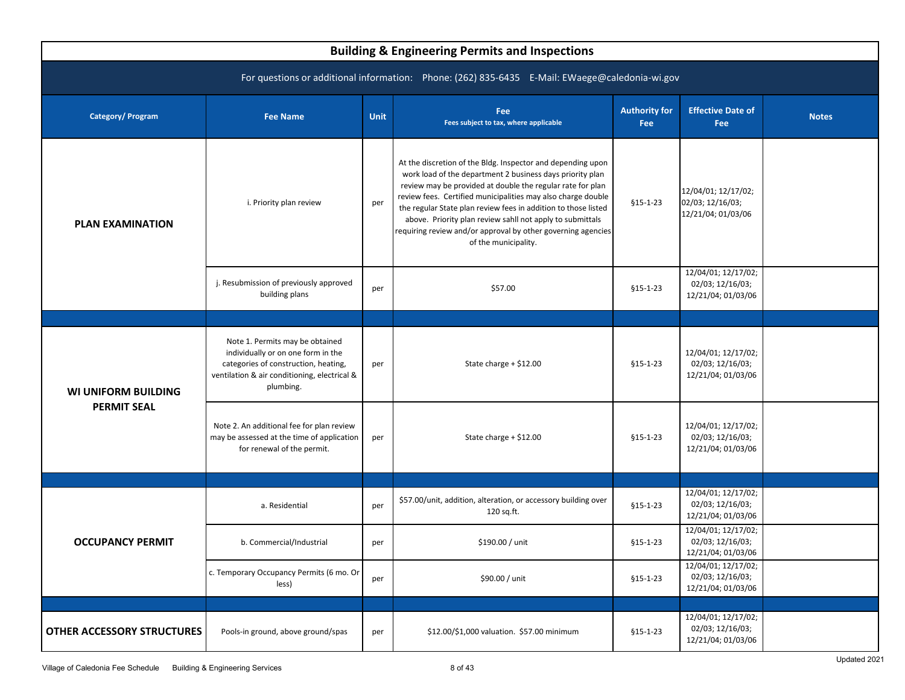# Building & Engineering Permits and Inspections

For questions or additional information: Phone: (262) 835-6435 E-Mail: EWaege@caledonia-wi.gov

| Category/ Program | Fee Name | Unit | Fee<br>Fees subject to tax, where applicable | Authority for Fee | Effective Date of Fee | Notes |
|---|---|---|---|---|---|---|
| **PLAN EXAMINATION** | i. Priority plan review | per | At the discretion of the Bldg. Inspector and depending upon work load of the department 2 business days priority plan review may be provided at double the regular rate for plan review fees. Certified municipalities may also charge double the regular State plan review fees in addition to those listed above. Priority plan review sahll not apply to submittals requiring review and/or approval by other governing agencies of the municipality. | §15-1-23 | 12/04/01; 12/17/02; 02/03; 12/16/03; 12/21/04; 01/03/06 | |
| | j. Resubmission of previously approved building plans | per | $57.00 | §15-1-23 | 12/04/01; 12/17/02; 02/03; 12/16/03; 12/21/04; 01/03/06 | |
| | | | | | | |
| **WI UNIFORM BUILDING PERMIT SEAL** | Note 1. Permits may be obtained individually or on one form in the categories of construction, heating, ventilation & air conditioning, electrical & plumbing. | per | State charge + $12.00 | §15-1-23 | 12/04/01; 12/17/02; 02/03; 12/16/03; 12/21/04; 01/03/06 | |
| | Note 2. An additional fee for plan review may be assessed at the time of application for renewal of the permit. | per | State charge + $12.00 | §15-1-23 | 12/04/01; 12/17/02; 02/03; 12/16/03; 12/21/04; 01/03/06 | |
| | | | | | | |
| **OCCUPANCY PERMIT** | a. Residential | per | $57.00/unit, addition, alteration, or accessory building over 120 sq.ft. | §15-1-23 | 12/04/01; 12/17/02; 02/03; 12/16/03; 12/21/04; 01/03/06 | |
| | b. Commercial/Industrial | per | $190.00 / unit | §15-1-23 | 12/04/01; 12/17/02; 02/03; 12/16/03; 12/21/04; 01/03/06 | |
| | c. Temporary Occupancy Permits (6 mo. Or less) | per | $90.00 / unit | §15-1-23 | 12/04/01; 12/17/02; 02/03; 12/16/03; 12/21/04; 01/03/06 | |
| | | | | | | |
| **OTHER ACCESSORY STRUCTURES** | Pools-in ground, above ground/spas | per | $12.00/$1,000 valuation. $57.00 minimum | §15-1-23 | 12/04/01; 12/17/02; 02/03; 12/16/03; 12/21/04; 01/03/06 | |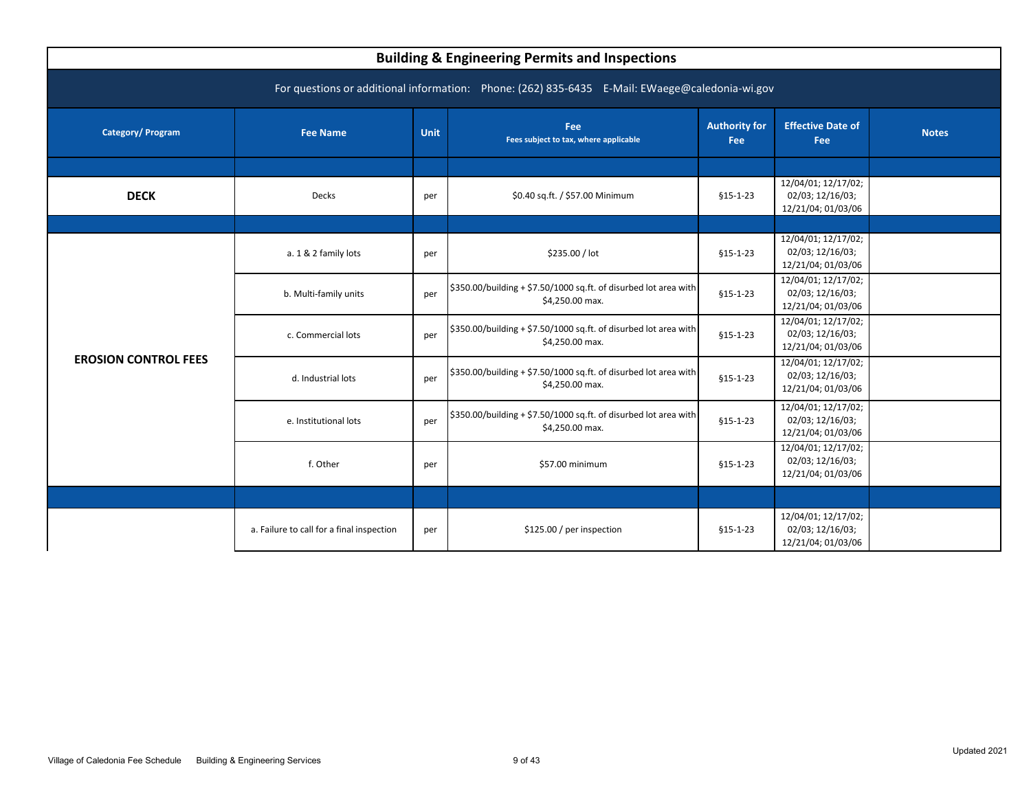## Building & Engineering Permits and Inspections

For questions or additional information: Phone: (262) 835-6435 E-Mail: EWaege@caledonia-wi.gov

| Category/ Program | Fee Name | Unit | Fee<br>Fees subject to tax, where applicable | Authority for Fee | Effective Date of Fee | Notes |
|---|---|---|---|---|---|---|
| | | | | | | |
| **DECK** | Decks | per | $0.40 sq.ft. / $57.00 Minimum | §15-1-23 | 12/04/01; 12/17/02; 02/03; 12/16/03; 12/21/04; 01/03/06 | |
| | | | | | | |
| **EROSION CONTROL FEES** | a. 1 & 2 family lots | per | $235.00 / lot | §15-1-23 | 12/04/01; 12/17/02; 02/03; 12/16/03; 12/21/04; 01/03/06 | |
| | b. Multi-family units | per | $350.00/building + $7.50/1000 sq.ft. of disurbed lot area with $4,250.00 max. | §15-1-23 | 12/04/01; 12/17/02; 02/03; 12/16/03; 12/21/04; 01/03/06 | |
| | c. Commercial lots | per | $350.00/building + $7.50/1000 sq.ft. of disurbed lot area with $4,250.00 max. | §15-1-23 | 12/04/01; 12/17/02; 02/03; 12/16/03; 12/21/04; 01/03/06 | |
| | d. Industrial lots | per | $350.00/building + $7.50/1000 sq.ft. of disurbed lot area with $4,250.00 max. | §15-1-23 | 12/04/01; 12/17/02; 02/03; 12/16/03; 12/21/04; 01/03/06 | |
| | e. Institutional lots | per | $350.00/building + $7.50/1000 sq.ft. of disurbed lot area with $4,250.00 max. | §15-1-23 | 12/04/01; 12/17/02; 02/03; 12/16/03; 12/21/04; 01/03/06 | |
| | f. Other | per | $57.00 minimum | §15-1-23 | 12/04/01; 12/17/02; 02/03; 12/16/03; 12/21/04; 01/03/06 | |
| | | | | | | |
| | a. Failure to call for a final inspection | per | $125.00 / per inspection | §15-1-23 | 12/04/01; 12/17/02; 02/03; 12/16/03; 12/21/04; 01/03/06 | |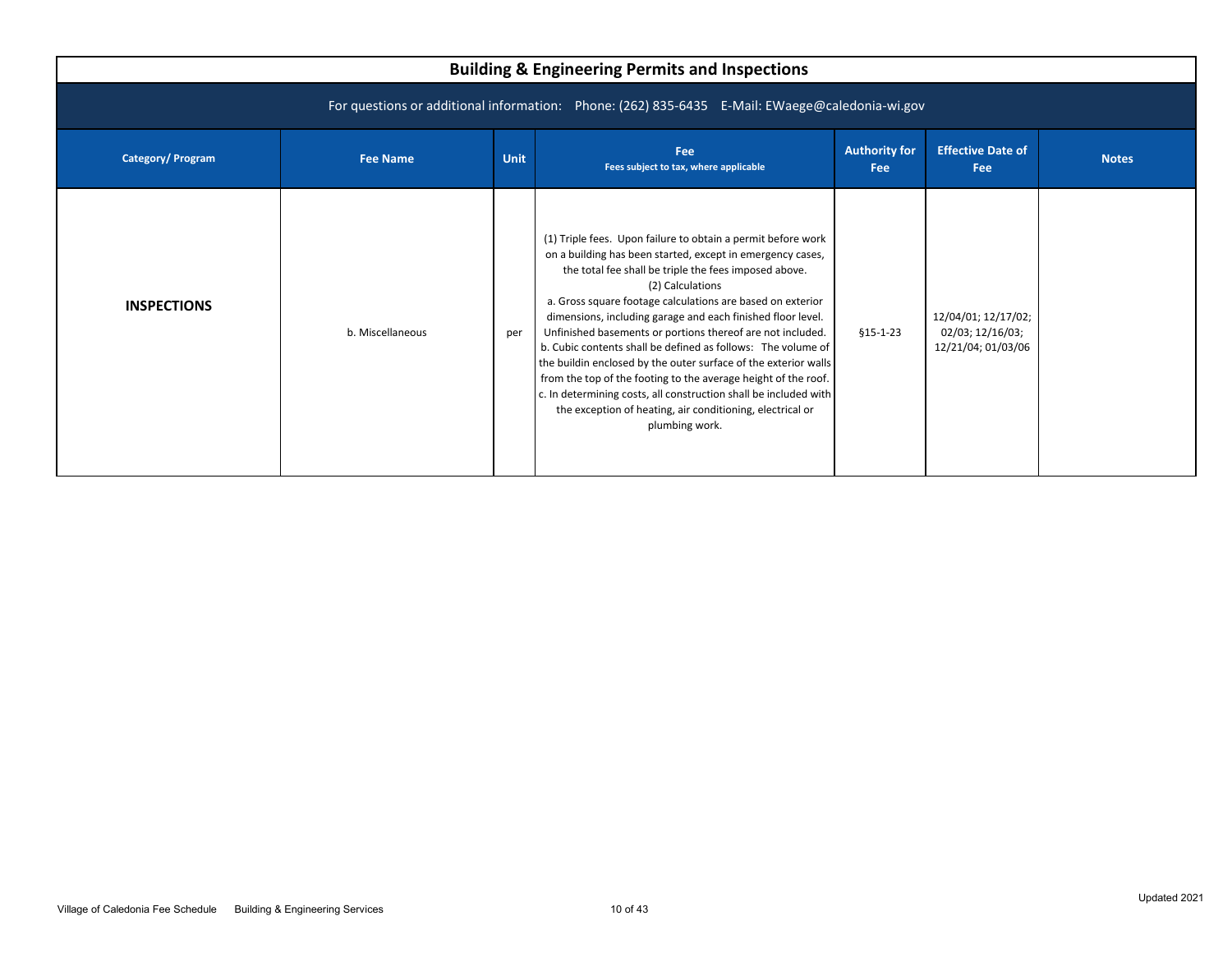## Building & Engineering Permits and Inspections

For questions or additional information: Phone: (262) 835-6435 E-Mail: EWaege@caledonia-wi.gov

| Category/ Program | Fee Name | Unit | Fee<br>Fees subject to tax, where applicable | Authority for Fee | Effective Date of Fee | Notes |
|---|---|---|---|---|---|---|
| **INSPECTIONS** | b. Miscellaneous | per | (1) Triple fees. Upon failure to obtain a permit before work on a building has been started, except in emergency cases, the total fee shall be triple the fees imposed above.<br>(2) Calculations<br>a. Gross square footage calculations are based on exterior dimensions, including garage and each finished floor level. Unfinished basements or portions thereof are not included.<br>b. Cubic contents shall be defined as follows: The volume of the buildin enclosed by the outer surface of the exterior walls from the top of the footing to the average height of the roof.<br>c. In determining costs, all construction shall be included with the exception of heating, air conditioning, electrical or plumbing work. | §15-1-23 | 12/04/01; 12/17/02; 02/03; 12/16/03; 12/21/04; 01/03/06 | |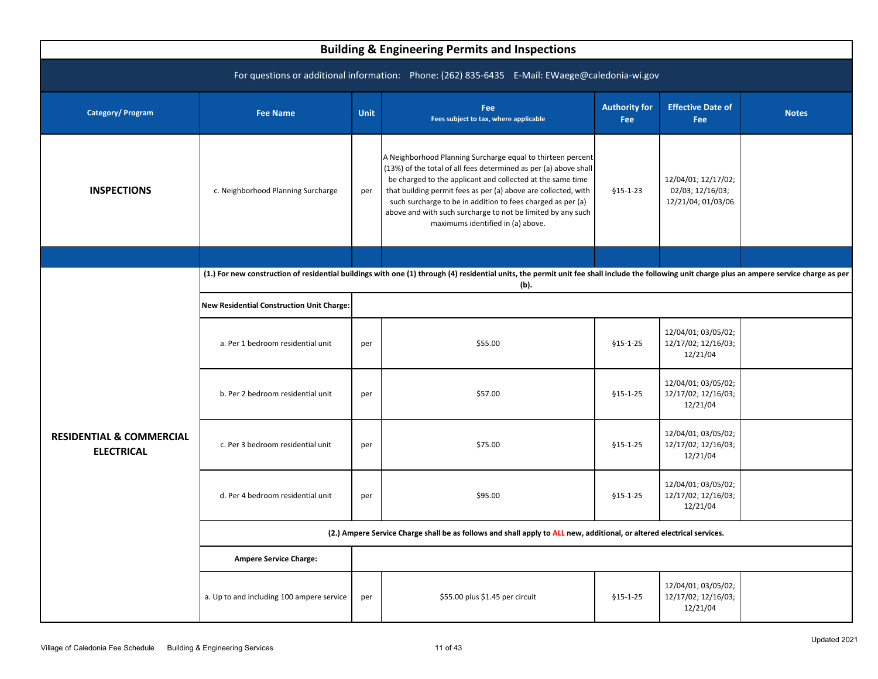# Building & Engineering Permits and Inspections

For questions or additional information: Phone: (262) 835-6435 E-Mail: EWaege@caledonia-wi.gov

| Category/ Program | Fee Name | Unit | Fee<br>Fees subject to tax, where applicable | Authority for Fee | Effective Date of Fee | Notes |
|---|---|---|---|---|---|---|
| **INSPECTIONS** | c. Neighborhood Planning Surcharge | per | A Neighborhood Planning Surcharge equal to thirteen percent (13%) of the total of all fees determined as per (a) above shall be charged to the applicant and collected at the same time that building permit fees as per (a) above are collected, with such surcharge to be in addition to fees charged as per (a) above and with such surcharge to not be limited by any such maximums identified in (a) above. | §15-1-23 | 12/04/01; 12/17/02; 02/03; 12/16/03; 12/21/04; 01/03/06 | |
| | | | | | | |
| **RESIDENTIAL & COMMERCIAL ELECTRICAL** | **(1.) For new construction of residential buildings with one (1) through (4) residential units, the permit unit fee shall include the following unit charge plus an ampere service charge as per (b).** | | | | | |
| | **New Residential Construction Unit Charge:** | | | | | |
| | a. Per 1 bedroom residential unit | per | $55.00 | §15-1-25 | 12/04/01; 03/05/02; 12/17/02; 12/16/03; 12/21/04 | |
| | b. Per 2 bedroom residential unit | per | $57.00 | §15-1-25 | 12/04/01; 03/05/02; 12/17/02; 12/16/03; 12/21/04 | |
| | c. Per 3 bedroom residential unit | per | $75.00 | §15-1-25 | 12/04/01; 03/05/02; 12/17/02; 12/16/03; 12/21/04 | |
| | d. Per 4 bedroom residential unit | per | $95.00 | §15-1-25 | 12/04/01; 03/05/02; 12/17/02; 12/16/03; 12/21/04 | |
| | **(2.) Ampere Service Charge shall be as follows and shall apply to ALL new, additional, or altered electrical services.** | | | | | |
| | **Ampere Service Charge:** | | | | | |
| | a. Up to and including 100 ampere service | per | $55.00 plus $1.45 per circuit | §15-1-25 | 12/04/01; 03/05/02; 12/17/02; 12/16/03; 12/21/04 | |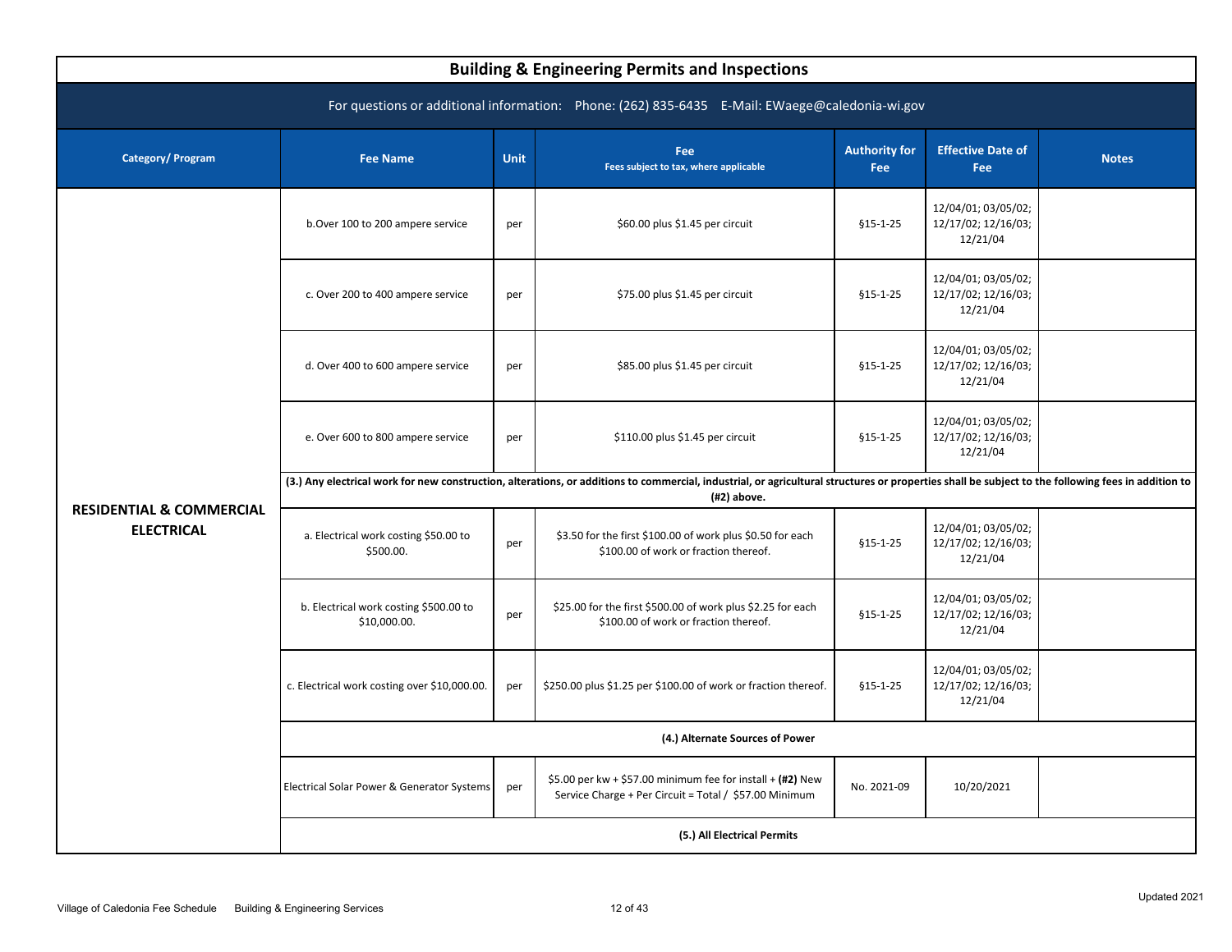# Building & Engineering Permits and Inspections

For questions or additional information: Phone: (262) 835-6435 E-Mail: EWaege@caledonia-wi.gov

| Category/ Program | Fee Name | Unit | Fee<br>Fees subject to tax, where applicable | Authority for Fee | Effective Date of Fee | Notes |
|---|---|---|---|---|---|---|
| **RESIDENTIAL & COMMERCIAL ELECTRICAL** | b.Over 100 to 200 ampere service | per | $60.00 plus $1.45 per circuit | §15-1-25 | 12/04/01; 03/05/02; 12/17/02; 12/16/03; 12/21/04 | |
| | c. Over 200 to 400 ampere service | per | $75.00 plus $1.45 per circuit | §15-1-25 | 12/04/01; 03/05/02; 12/17/02; 12/16/03; 12/21/04 | |
| | d. Over 400 to 600 ampere service | per | $85.00 plus $1.45 per circuit | §15-1-25 | 12/04/01; 03/05/02; 12/17/02; 12/16/03; 12/21/04 | |
| | e. Over 600 to 800 ampere service | per | $110.00 plus $1.45 per circuit | §15-1-25 | 12/04/01; 03/05/02; 12/17/02; 12/16/03; 12/21/04 | |
| | **(3.) Any electrical work for new construction, alterations, or additions to commercial, industrial, or agricultural structures or properties shall be subject to the following fees in addition to (#2) above.** | | | | | |
| | a. Electrical work costing $50.00 to $500.00. | per | $3.50 for the first $100.00 of work plus $0.50 for each $100.00 of work or fraction thereof. | §15-1-25 | 12/04/01; 03/05/02; 12/17/02; 12/16/03; 12/21/04 | |
| | b. Electrical work costing $500.00 to $10,000.00. | per | $25.00 for the first $500.00 of work plus $2.25 for each $100.00 of work or fraction thereof. | §15-1-25 | 12/04/01; 03/05/02; 12/17/02; 12/16/03; 12/21/04 | |
| | c. Electrical work costing over $10,000.00. | per | $250.00 plus $1.25 per $100.00 of work or fraction thereof. | §15-1-25 | 12/04/01; 03/05/02; 12/17/02; 12/16/03; 12/21/04 | |
| | **(4.) Alternate Sources of Power** | | | | | |
| | Electrical Solar Power & Generator Systems | per | $5.00 per kw + $57.00 minimum fee for install + **(#2)** New Service Charge + Per Circuit = Total / $57.00 Minimum | No. 2021-09 | 10/20/2021 | |
| | **(5.) All Electrical Permits** | | | | | |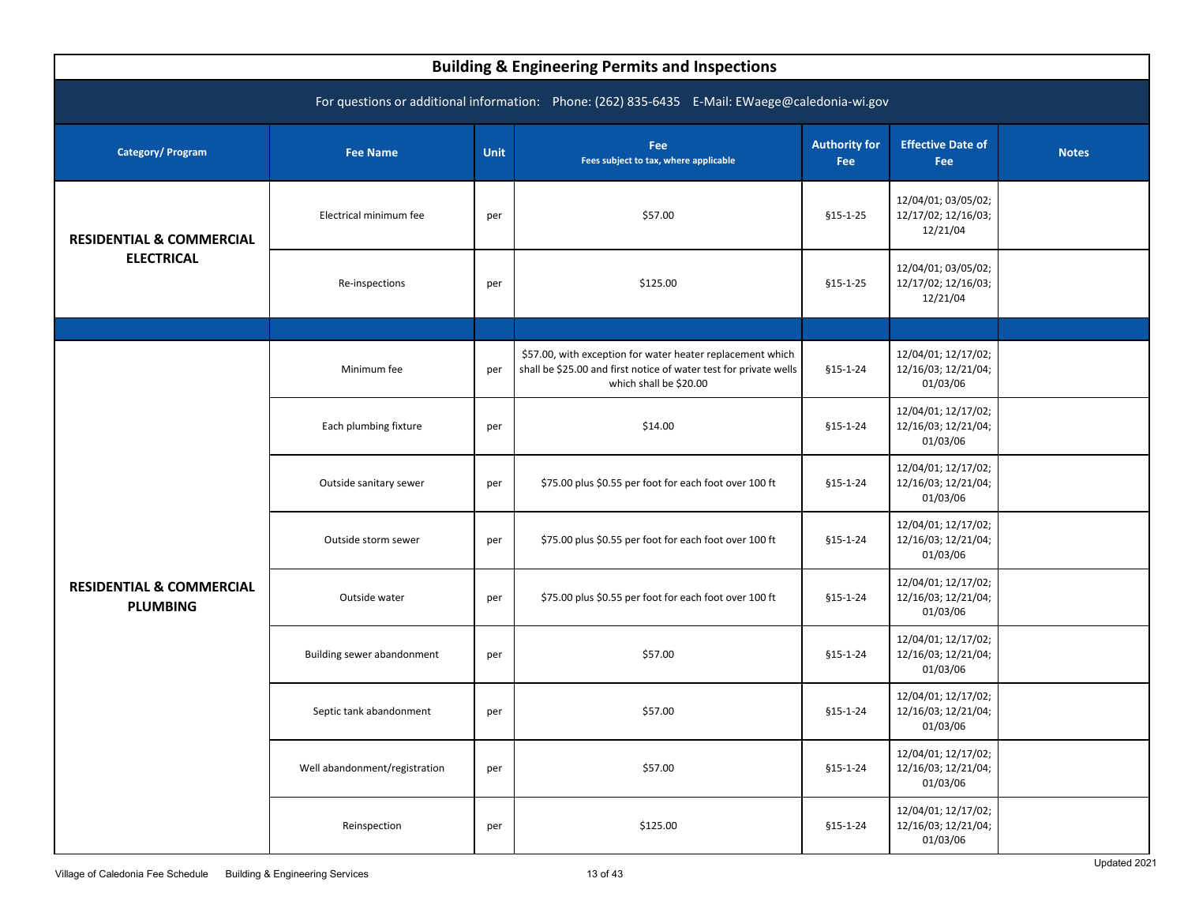## Building & Engineering Permits and Inspections

For questions or additional information: Phone: (262) 835-6435 E-Mail: EWaege@caledonia-wi.gov

| Category/ Program | Fee Name | Unit | Fee<br>Fees subject to tax, where applicable | Authority for Fee | Effective Date of Fee | Notes |
|---|---|---|---|---|---|---|
| **RESIDENTIAL & COMMERCIAL ELECTRICAL** | Electrical minimum fee | per | $57.00 | §15-1-25 | 12/04/01; 03/05/02; 12/17/02; 12/16/03; 12/21/04 | |
| | Re-inspections | per | $125.00 | §15-1-25 | 12/04/01; 03/05/02; 12/17/02; 12/16/03; 12/21/04 | |
| | | | | | | |
| **RESIDENTIAL & COMMERCIAL PLUMBING** | Minimum fee | per | $57.00, with exception for water heater replacement which shall be $25.00 and first notice of water test for private wells which shall be $20.00 | §15-1-24 | 12/04/01; 12/17/02; 12/16/03; 12/21/04; 01/03/06 | |
| | Each plumbing fixture | per | $14.00 | §15-1-24 | 12/04/01; 12/17/02; 12/16/03; 12/21/04; 01/03/06 | |
| | Outside sanitary sewer | per | $75.00 plus $0.55 per foot for each foot over 100 ft | §15-1-24 | 12/04/01; 12/17/02; 12/16/03; 12/21/04; 01/03/06 | |
| | Outside storm sewer | per | $75.00 plus $0.55 per foot for each foot over 100 ft | §15-1-24 | 12/04/01; 12/17/02; 12/16/03; 12/21/04; 01/03/06 | |
| | Outside water | per | $75.00 plus $0.55 per foot for each foot over 100 ft | §15-1-24 | 12/04/01; 12/17/02; 12/16/03; 12/21/04; 01/03/06 | |
| | Building sewer abandonment | per | $57.00 | §15-1-24 | 12/04/01; 12/17/02; 12/16/03; 12/21/04; 01/03/06 | |
| | Septic tank abandonment | per | $57.00 | §15-1-24 | 12/04/01; 12/17/02; 12/16/03; 12/21/04; 01/03/06 | |
| | Well abandonment/registration | per | $57.00 | §15-1-24 | 12/04/01; 12/17/02; 12/16/03; 12/21/04; 01/03/06 | |
| | Reinspection | per | $125.00 | §15-1-24 | 12/04/01; 12/17/02; 12/16/03; 12/21/04; 01/03/06 | |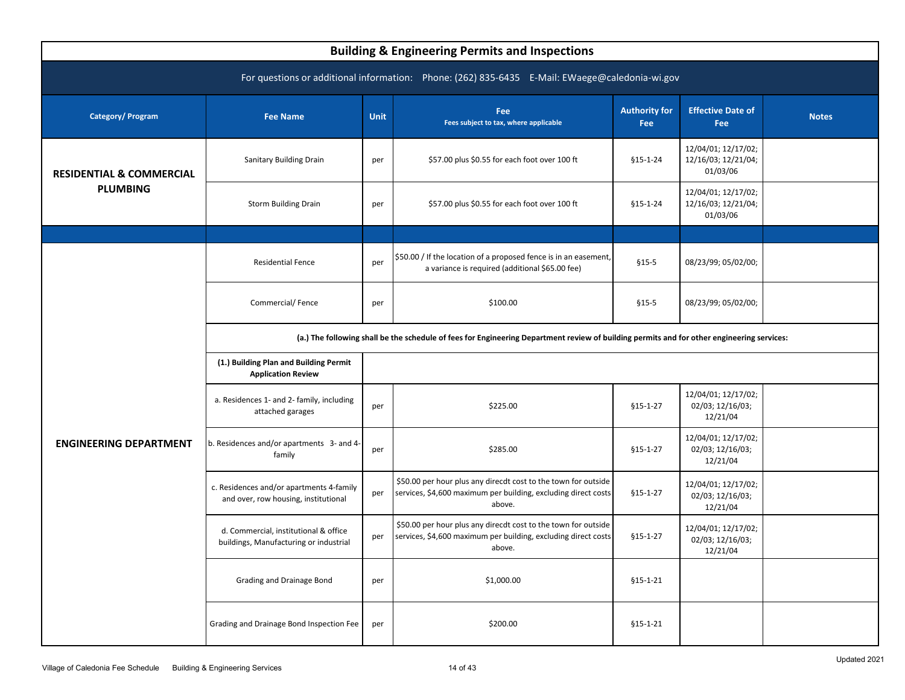# Building & Engineering Permits and Inspections

For questions or additional information: Phone: (262) 835-6435 E-Mail: EWaege@caledonia-wi.gov

| Category/ Program | Fee Name | Unit | Fee<br>Fees subject to tax, where applicable | Authority for Fee | Effective Date of Fee | Notes |
|---|---|---|---|---|---|---|
| **RESIDENTIAL & COMMERCIAL PLUMBING** | Sanitary Building Drain | per | $57.00 plus $0.55 for each foot over 100 ft | §15-1-24 | 12/04/01; 12/17/02; 12/16/03; 12/21/04; 01/03/06 | |
| | Storm Building Drain | per | $57.00 plus $0.55 for each foot over 100 ft | §15-1-24 | 12/04/01; 12/17/02; 12/16/03; 12/21/04; 01/03/06 | |
| | | | | | | |
| **ENGINEERING DEPARTMENT** | Residential Fence | per | $50.00 / If the location of a proposed fence is in an easement, a variance is required (additional $65.00 fee) | §15-5 | 08/23/99; 05/02/00; | |
| | Commercial/ Fence | per | $100.00 | §15-5 | 08/23/99; 05/02/00; | |
| | **(a.) The following shall be the schedule of fees for Engineering Department review of building permits and for other engineering services:** | | | | | |
| | **(1.) Building Plan and Building Permit Application Review** | | | | | |
| | a. Residences 1- and 2- family, including attached garages | per | $225.00 | §15-1-27 | 12/04/01; 12/17/02; 02/03; 12/16/03; 12/21/04 | |
| | b. Residences and/or apartments 3- and 4-family | per | $285.00 | §15-1-27 | 12/04/01; 12/17/02; 02/03; 12/16/03; 12/21/04 | |
| | c. Residences and/or apartments 4-family and over, row housing, institutional | per | $50.00 per hour plus any direcdt cost to the town for outside services, $4,600 maximum per building, excluding direct costs above. | §15-1-27 | 12/04/01; 12/17/02; 02/03; 12/16/03; 12/21/04 | |
| | d. Commercial, institutional & office buildings, Manufacturing or industrial | per | $50.00 per hour plus any direcdt cost to the town for outside services, $4,600 maximum per building, excluding direct costs above. | §15-1-27 | 12/04/01; 12/17/02; 02/03; 12/16/03; 12/21/04 | |
| | Grading and Drainage Bond | per | $1,000.00 | §15-1-21 | | |
| | Grading and Drainage Bond Inspection Fee | per | $200.00 | §15-1-21 | | |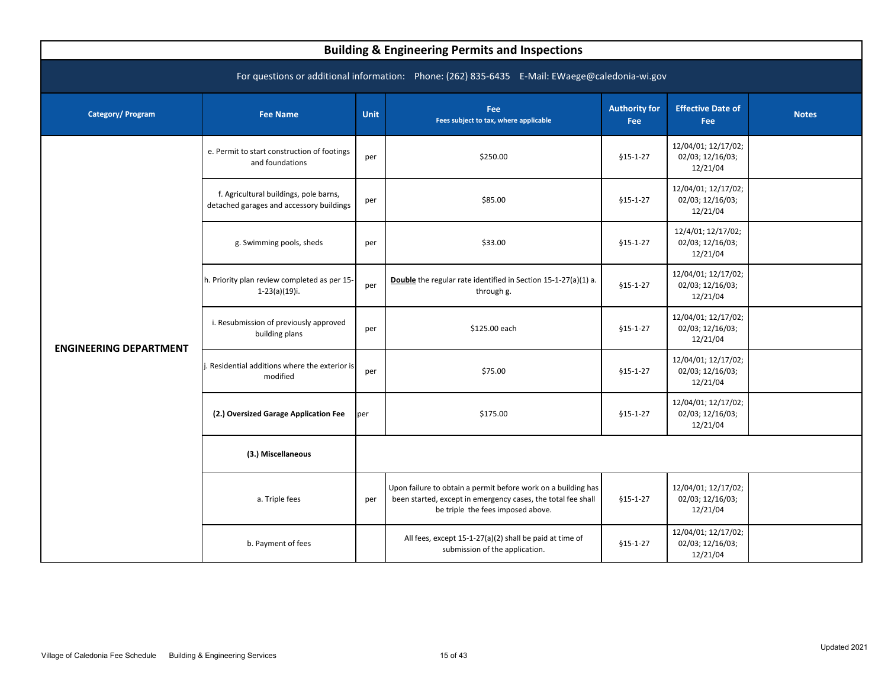## Building & Engineering Permits and Inspections

For questions or additional information: Phone: (262) 835-6435 E-Mail: EWaege@caledonia-wi.gov

| Category/ Program | Fee Name | Unit | Fee<br>Fees subject to tax, where applicable | Authority for Fee | Effective Date of Fee | Notes |
|---|---|---|---|---|---|---|
| **ENGINEERING DEPARTMENT** | e. Permit to start construction of footings and foundations | per | $250.00 | §15-1-27 | 12/04/01; 12/17/02; 02/03; 12/16/03; 12/21/04 | |
| | f. Agricultural buildings, pole barns, detached garages and accessory buildings | per | $85.00 | §15-1-27 | 12/04/01; 12/17/02; 02/03; 12/16/03; 12/21/04 | |
| | g. Swimming pools, sheds | per | $33.00 | §15-1-27 | 12/4/01; 12/17/02; 02/03; 12/16/03; 12/21/04 | |
| | h. Priority plan review completed as per 15-1-23(a)(19)i. | per | **Double** the regular rate identified in Section 15-1-27(a)(1) a. through g. | §15-1-27 | 12/04/01; 12/17/02; 02/03; 12/16/03; 12/21/04 | |
| | i. Resubmission of previously approved building plans | per | $125.00 each | §15-1-27 | 12/04/01; 12/17/02; 02/03; 12/16/03; 12/21/04 | |
| | j. Residential additions where the exterior is modified | per | $75.00 | §15-1-27 | 12/04/01; 12/17/02; 02/03; 12/16/03; 12/21/04 | |
| | **(2.) Oversized Garage Application Fee** | per | $175.00 | §15-1-27 | 12/04/01; 12/17/02; 02/03; 12/16/03; 12/21/04 | |
| | **(3.) Miscellaneous** | | | | | |
| | a. Triple fees | per | Upon failure to obtain a permit before work on a building has been started, except in emergency cases, the total fee shall be triple the fees imposed above. | §15-1-27 | 12/04/01; 12/17/02; 02/03; 12/16/03; 12/21/04 | |
| | b. Payment of fees | | All fees, except 15-1-27(a)(2) shall be paid at time of submission of the application. | §15-1-27 | 12/04/01; 12/17/02; 02/03; 12/16/03; 12/21/04 | |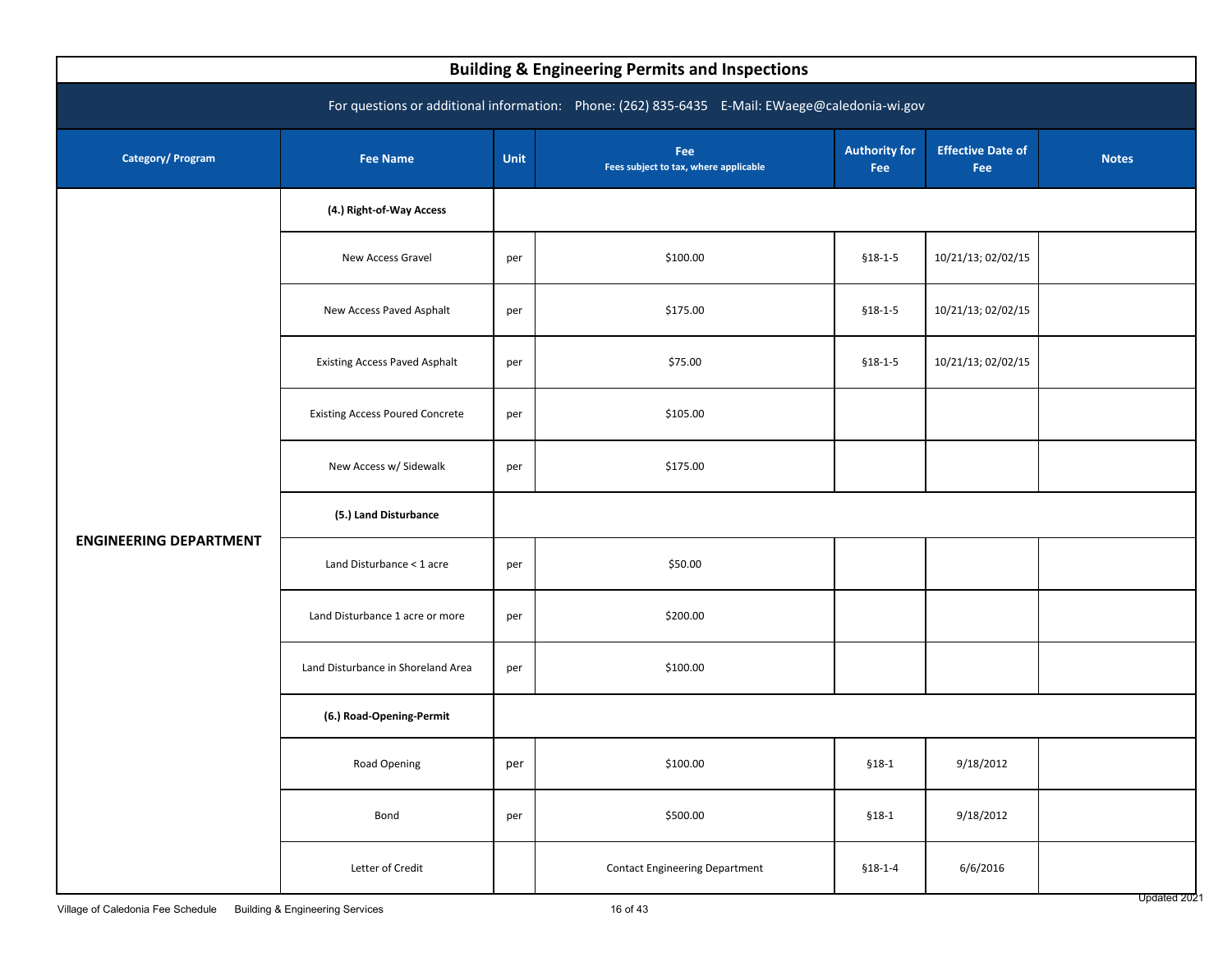## Building & Engineering Permits and Inspections

For questions or additional information: Phone: (262) 835-6435 E-Mail: EWaege@caledonia-wi.gov

| Category/ Program | Fee Name | Unit | Fee<br>Fees subject to tax, where applicable | Authority for Fee | Effective Date of Fee | Notes |
|---|---|---|---|---|---|---|
| ENGINEERING DEPARTMENT | **(4.) Right-of-Way Access** | | | | | |
| | New Access Gravel | per | $100.00 | §18-1-5 | 10/21/13; 02/02/15 | |
| | New Access Paved Asphalt | per | $175.00 | §18-1-5 | 10/21/13; 02/02/15 | |
| | Existing Access Paved Asphalt | per | $75.00 | §18-1-5 | 10/21/13; 02/02/15 | |
| | Existing Access Poured Concrete | per | $105.00 | | | |
| | New Access w/ Sidewalk | per | $175.00 | | | |
| | **(5.) Land Disturbance** | | | | | |
| | Land Disturbance < 1 acre | per | $50.00 | | | |
| | Land Disturbance 1 acre or more | per | $200.00 | | | |
| | Land Disturbance in Shoreland Area | per | $100.00 | | | |
| | **(6.) Road-Opening-Permit** | | | | | |
| | Road Opening | per | $100.00 | §18-1 | 9/18/2012 | |
| | Bond | per | $500.00 | §18-1 | 9/18/2012 | |
| | Letter of Credit | | Contact Engineering Department | §18-1-4 | 6/6/2016 | |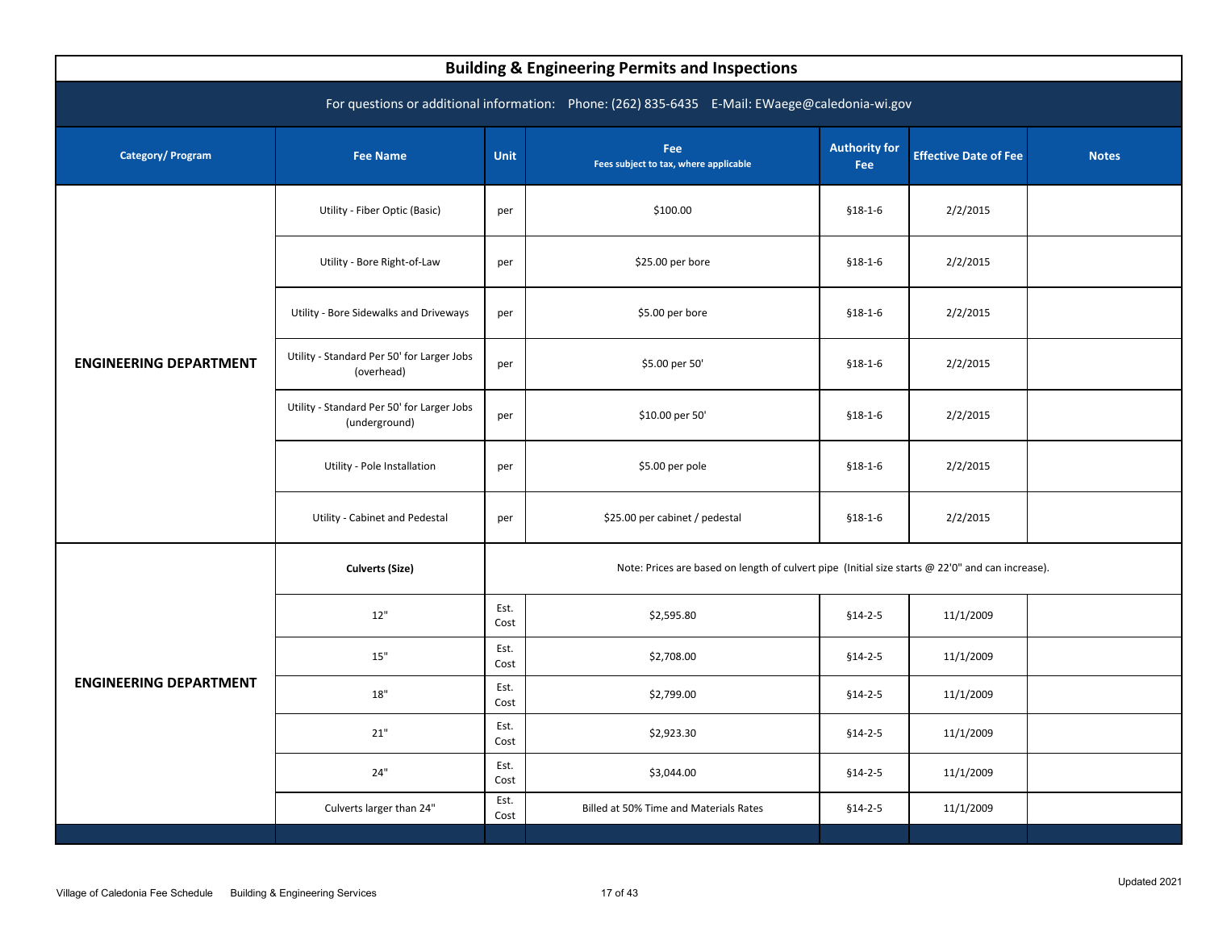# Building & Engineering Permits and Inspections

For questions or additional information: Phone: (262) 835-6435 E-Mail: EWaege@caledonia-wi.gov

| Category/ Program | Fee Name | Unit | Fee<br>Fees subject to tax, where applicable | Authority for Fee | Effective Date of Fee | Notes |
|---|---|---|---|---|---|---|
| **ENGINEERING DEPARTMENT** | Utility - Fiber Optic (Basic) | per | $100.00 | §18-1-6 | 2/2/2015 | |
| | Utility - Bore Right-of-Law | per | $25.00 per bore | §18-1-6 | 2/2/2015 | |
| | Utility - Bore Sidewalks and Driveways | per | $5.00 per bore | §18-1-6 | 2/2/2015 | |
| | Utility - Standard Per 50' for Larger Jobs (overhead) | per | $5.00 per 50' | §18-1-6 | 2/2/2015 | |
| | Utility - Standard Per 50' for Larger Jobs (underground) | per | $10.00 per 50' | §18-1-6 | 2/2/2015 | |
| | Utility - Pole Installation | per | $5.00 per pole | §18-1-6 | 2/2/2015 | |
| | Utility - Cabinet and Pedestal | per | $25.00 per cabinet / pedestal | §18-1-6 | 2/2/2015 | |
| **ENGINEERING DEPARTMENT** | **Culverts (Size)** | Note: Prices are based on length of culvert pipe (Initial size starts @ 22'0" and can increase). | | | | |
| | 12" | Est. Cost | $2,595.80 | §14-2-5 | 11/1/2009 | |
| | 15" | Est. Cost | $2,708.00 | §14-2-5 | 11/1/2009 | |
| | 18" | Est. Cost | $2,799.00 | §14-2-5 | 11/1/2009 | |
| | 21" | Est. Cost | $2,923.30 | §14-2-5 | 11/1/2009 | |
| | 24" | Est. Cost | $3,044.00 | §14-2-5 | 11/1/2009 | |
| | Culverts larger than 24" | Est. Cost | Billed at 50% Time and Materials Rates | §14-2-5 | 11/1/2009 | |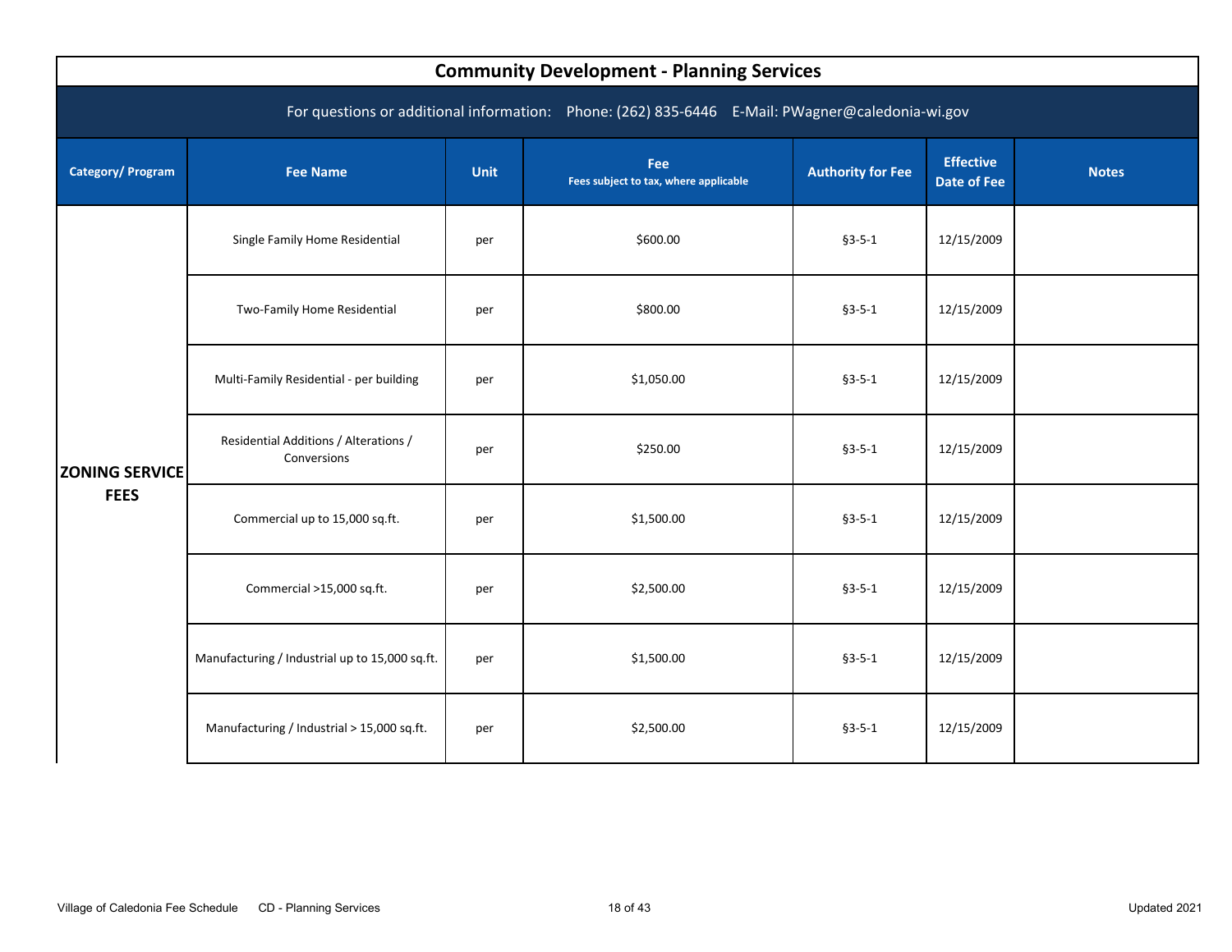# Community Development - Planning Services

For questions or additional information: Phone: (262) 835-6446 E-Mail: PWagner@caledonia-wi.gov

| Category/ Program | Fee Name | Unit | Fee<br>Fees subject to tax, where applicable | Authority for Fee | Effective Date of Fee | Notes |
|---|---|---|---|---|---|---|
| **ZONING SERVICE FEES** | Single Family Home Residential | per | $600.00 | §3-5-1 | 12/15/2009 | |
| | Two-Family Home Residential | per | $800.00 | §3-5-1 | 12/15/2009 | |
| | Multi-Family Residential - per building | per | $1,050.00 | §3-5-1 | 12/15/2009 | |
| | Residential Additions / Alterations / Conversions | per | $250.00 | §3-5-1 | 12/15/2009 | |
| | Commercial up to 15,000 sq.ft. | per | $1,500.00 | §3-5-1 | 12/15/2009 | |
| | Commercial >15,000 sq.ft. | per | $2,500.00 | §3-5-1 | 12/15/2009 | |
| | Manufacturing / Industrial up to 15,000 sq.ft. | per | $1,500.00 | §3-5-1 | 12/15/2009 | |
| | Manufacturing / Industrial > 15,000 sq.ft. | per | $2,500.00 | §3-5-1 | 12/15/2009 | |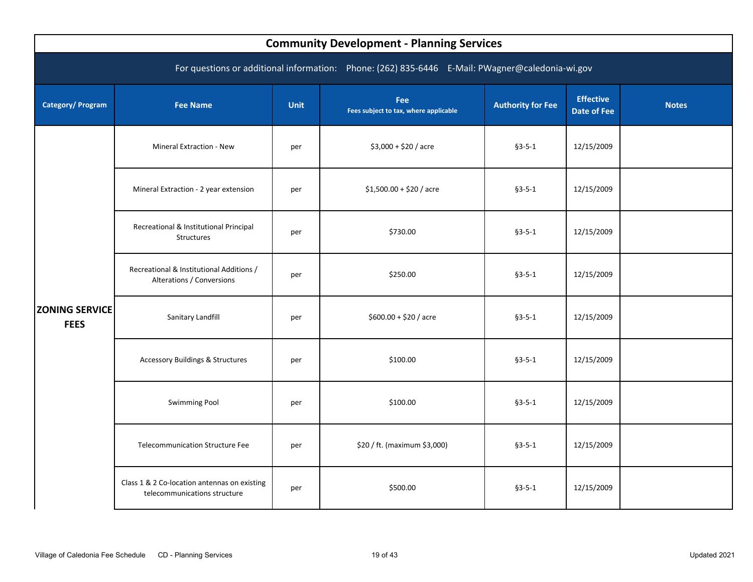# Community Development - Planning Services

For questions or additional information: Phone: (262) 835-6446 E-Mail: PWagner@caledonia-wi.gov

| Category/ Program | Fee Name | Unit | Fee<br>Fees subject to tax, where applicable | Authority for Fee | Effective Date of Fee | Notes |
|---|---|---|---|---|---|---|
| **ZONING SERVICE FEES** | Mineral Extraction - New | per | $3,000 + $20 / acre | §3-5-1 | 12/15/2009 | |
| | Mineral Extraction - 2 year extension | per | $1,500.00 + $20 / acre | §3-5-1 | 12/15/2009 | |
| | Recreational & Institutional Principal Structures | per | $730.00 | §3-5-1 | 12/15/2009 | |
| | Recreational & Institutional Additions / Alterations / Conversions | per | $250.00 | §3-5-1 | 12/15/2009 | |
| | Sanitary Landfill | per | $600.00 + $20 / acre | §3-5-1 | 12/15/2009 | |
| | Accessory Buildings & Structures | per | $100.00 | §3-5-1 | 12/15/2009 | |
| | Swimming Pool | per | $100.00 | §3-5-1 | 12/15/2009 | |
| | Telecommunication Structure Fee | per | $20 / ft. (maximum $3,000) | §3-5-1 | 12/15/2009 | |
| | Class 1 & 2 Co-location antennas on existing telecommunications structure | per | $500.00 | §3-5-1 | 12/15/2009 | |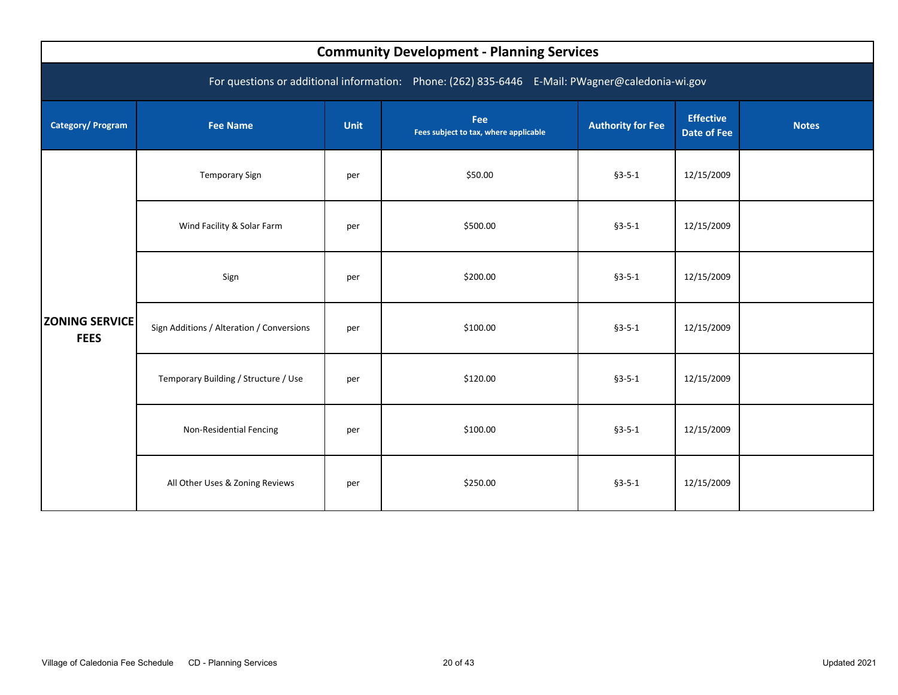# Community Development - Planning Services

For questions or additional information: Phone: (262) 835-6446 E-Mail: PWagner@caledonia-wi.gov

| Category/ Program | Fee Name | Unit | Fee<br>Fees subject to tax, where applicable | Authority for Fee | Effective Date of Fee | Notes |
|---|---|---|---|---|---|---|
| **ZONING SERVICE FEES** | Temporary Sign | per | $50.00 | §3-5-1 | 12/15/2009 | |
| | Wind Facility & Solar Farm | per | $500.00 | §3-5-1 | 12/15/2009 | |
| | Sign | per | $200.00 | §3-5-1 | 12/15/2009 | |
| | Sign Additions / Alteration / Conversions | per | $100.00 | §3-5-1 | 12/15/2009 | |
| | Temporary Building / Structure / Use | per | $120.00 | §3-5-1 | 12/15/2009 | |
| | Non-Residential Fencing | per | $100.00 | §3-5-1 | 12/15/2009 | |
| | All Other Uses & Zoning Reviews | per | $250.00 | §3-5-1 | 12/15/2009 | |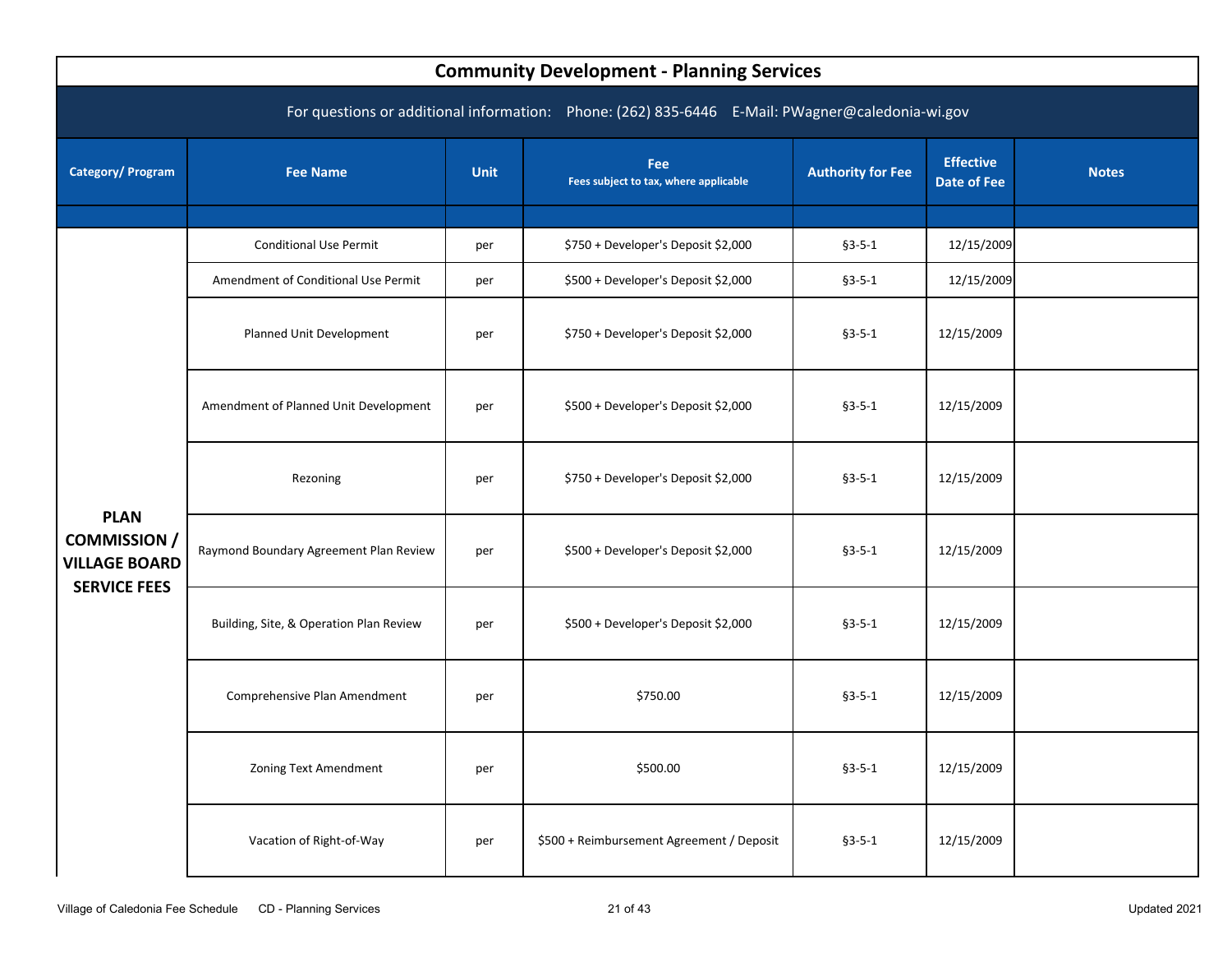# Community Development - Planning Services

For questions or additional information: Phone: (262) 835-6446 E-Mail: PWagner@caledonia-wi.gov

| Category/ Program | Fee Name | Unit | Fee<br>Fees subject to tax, where applicable | Authority for Fee | Effective Date of Fee | Notes |
|---|---|---|---|---|---|---|
| | | | | | | |
| **PLAN COMMISSION / VILLAGE BOARD SERVICE FEES** | Conditional Use Permit | per | $750 + Developer's Deposit $2,000 | §3-5-1 | 12/15/2009 | |
| | Amendment of Conditional Use Permit | per | $500 + Developer's Deposit $2,000 | §3-5-1 | 12/15/2009 | |
| | Planned Unit Development | per | $750 + Developer's Deposit $2,000 | §3-5-1 | 12/15/2009 | |
| | Amendment of Planned Unit Development | per | $500 + Developer's Deposit $2,000 | §3-5-1 | 12/15/2009 | |
| | Rezoning | per | $750 + Developer's Deposit $2,000 | §3-5-1 | 12/15/2009 | |
| | Raymond Boundary Agreement Plan Review | per | $500 + Developer's Deposit $2,000 | §3-5-1 | 12/15/2009 | |
| | Building, Site, & Operation Plan Review | per | $500 + Developer's Deposit $2,000 | §3-5-1 | 12/15/2009 | |
| | Comprehensive Plan Amendment | per | $750.00 | §3-5-1 | 12/15/2009 | |
| | Zoning Text Amendment | per | $500.00 | §3-5-1 | 12/15/2009 | |
| | Vacation of Right-of-Way | per | $500 + Reimbursement Agreement / Deposit | §3-5-1 | 12/15/2009 | |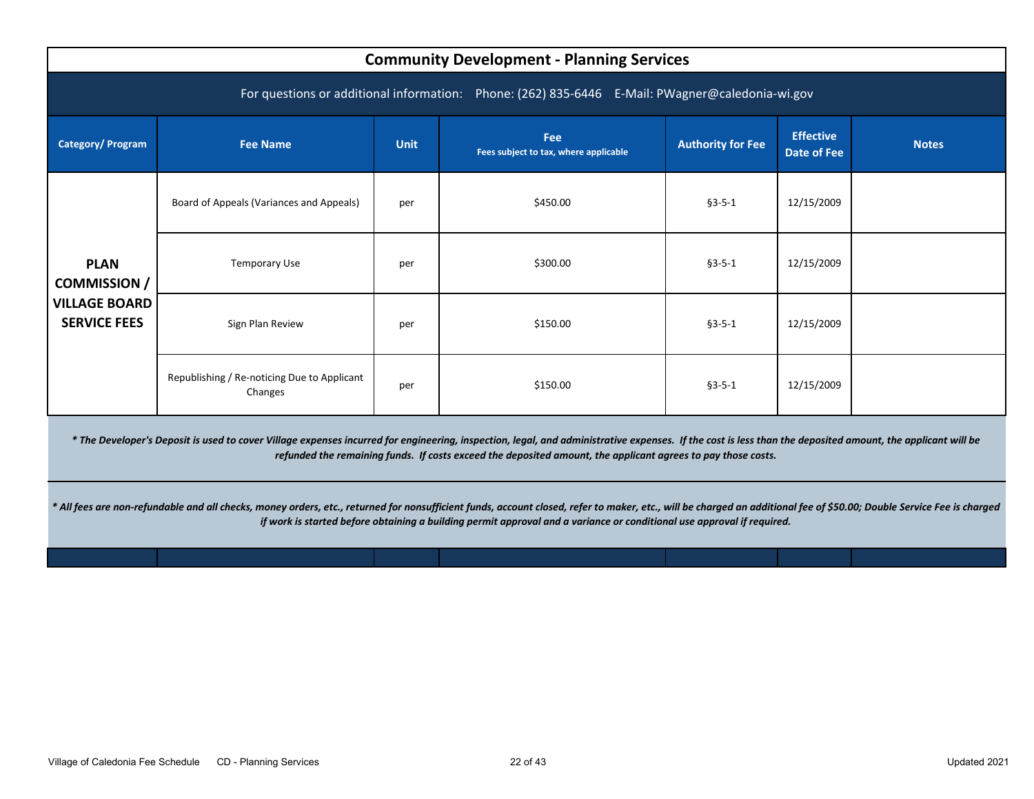# Community Development - Planning Services

For questions or additional information: Phone: (262) 835-6446 E-Mail: PWagner@caledonia-wi.gov

| Category/ Program | Fee Name | Unit | Fee<br>Fees subject to tax, where applicable | Authority for Fee | Effective Date of Fee | Notes |
|---|---|---|---|---|---|---|
| **PLAN COMMISSION / VILLAGE BOARD SERVICE FEES** | Board of Appeals (Variances and Appeals) | per | $450.00 | §3-5-1 | 12/15/2009 | |
| | Temporary Use | per | $300.00 | §3-5-1 | 12/15/2009 | |
| | Sign Plan Review | per | $150.00 | §3-5-1 | 12/15/2009 | |
| | Republishing / Re-noticing Due to Applicant Changes | per | $150.00 | §3-5-1 | 12/15/2009 | |

***\* The Developer's Deposit is used to cover Village expenses incurred for engineering, inspection, legal, and administrative expenses. If the cost is less than the deposited amount, the applicant will be refunded the remaining funds. If costs exceed the deposited amount, the applicant agrees to pay those costs.***

***\* All fees are non-refundable and all checks, money orders, etc., returned for nonsufficient funds, account closed, refer to maker, etc., will be charged an additional fee of $50.00; Double Service Fee is charged if work is started before obtaining a building permit approval and a variance or conditional use approval if required.***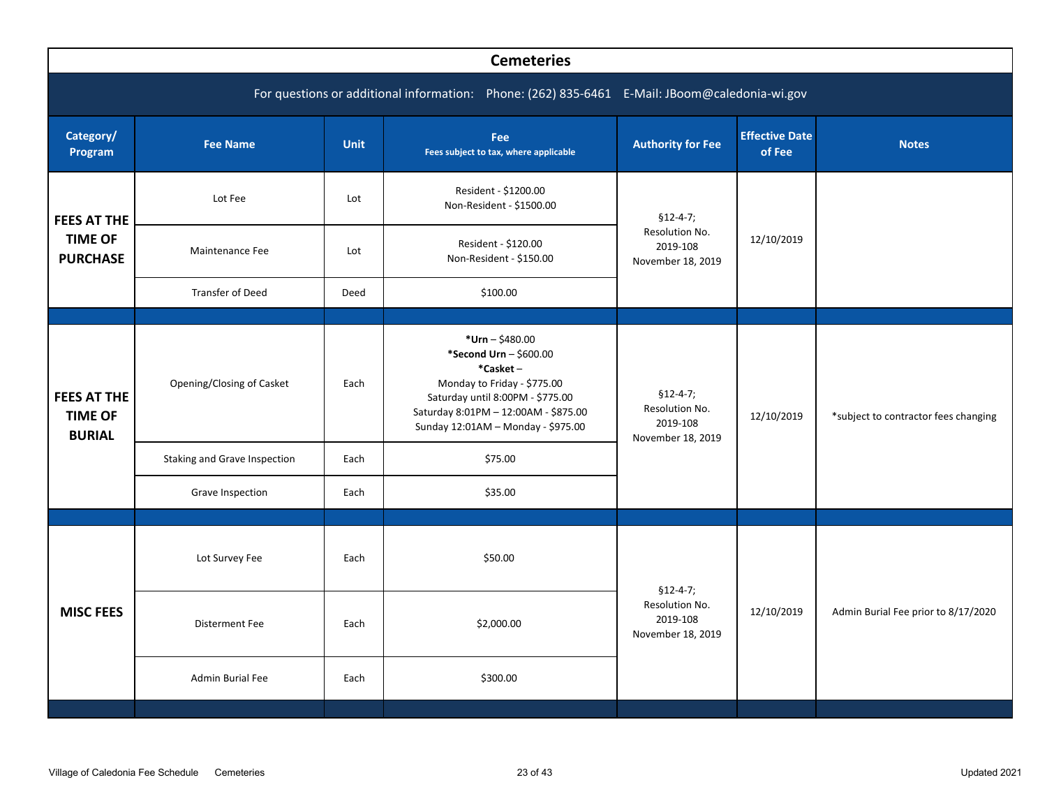# Cemeteries

For questions or additional information: Phone: (262) 835-6461 E-Mail: JBoom@caledonia-wi.gov

| Category/ Program | Fee Name | Unit | Fee<br>Fees subject to tax, where applicable | Authority for Fee | Effective Date of Fee | Notes |
|---|---|---|---|---|---|---|
| **FEES AT THE TIME OF PURCHASE** | Lot Fee | Lot | Resident - $1200.00<br>Non-Resident - $1500.00 | §12-4-7;<br>Resolution No. 2019-108<br>November 18, 2019 | 12/10/2019 | |
| | Maintenance Fee | Lot | Resident - $120.00<br>Non-Resident - $150.00 | | | |
| | Transfer of Deed | Deed | $100.00 | | | |
| **FEES AT THE TIME OF BURIAL** | Opening/Closing of Casket | Each | ***Urn** – $480.00<br>***Second Urn** – $600.00<br>***Casket** –<br>Monday to Friday - $775.00<br>Saturday until 8:00PM - $775.00<br>Saturday 8:01PM – 12:00AM - $875.00<br>Sunday 12:01AM – Monday - $975.00 | §12-4-7;<br>Resolution No. 2019-108<br>November 18, 2019 | 12/10/2019 | *subject to contractor fees changing |
| | Staking and Grave Inspection | Each | $75.00 | | | |
| | Grave Inspection | Each | $35.00 | | | |
| **MISC FEES** | Lot Survey Fee | Each | $50.00 | §12-4-7;<br>Resolution No. 2019-108<br>November 18, 2019 | 12/10/2019 | Admin Burial Fee prior to 8/17/2020 |
| | Disterment Fee | Each | $2,000.00 | | | |
| | Admin Burial Fee | Each | $300.00 | | | |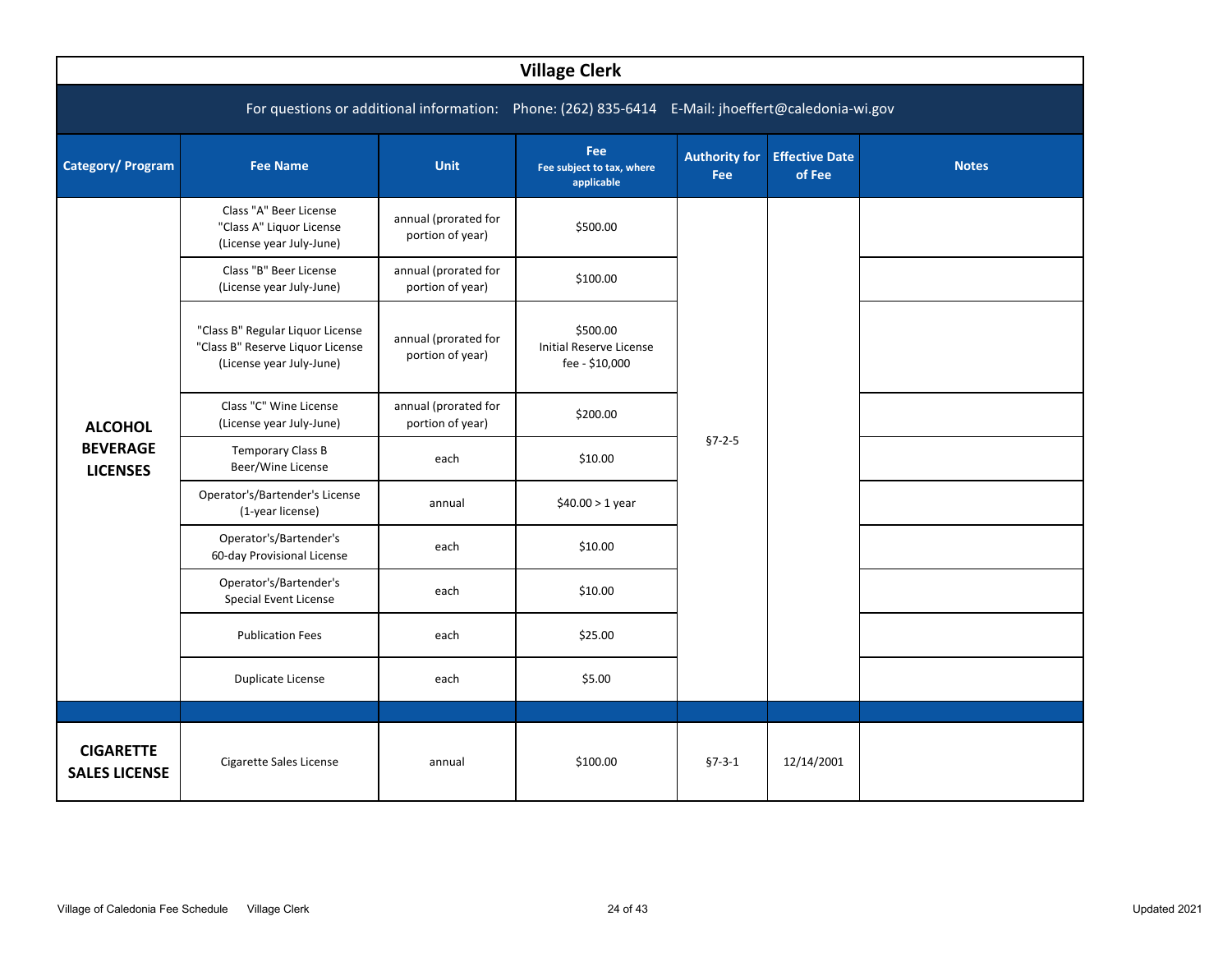# Village Clerk

For questions or additional information: Phone: (262) 835-6414 E-Mail: jhoeffert@caledonia-wi.gov

| Category/ Program | Fee Name | Unit | Fee<br>Fee subject to tax, where applicable | Authority for Fee | Effective Date of Fee | Notes |
|---|---|---|---|---|---|---|
| **ALCOHOL BEVERAGE LICENSES** | Class "A" Beer License<br>"Class A" Liquor License<br>(License year July-June) | annual (prorated for portion of year) | $500.00 | §7-2-5 | | |
| | Class "B" Beer License<br>(License year July-June) | annual (prorated for portion of year) | $100.00 | | | |
| | "Class B" Regular Liquor License<br>"Class B" Reserve Liquor License<br>(License year July-June) | annual (prorated for portion of year) | $500.00<br>Initial Reserve License fee - $10,000 | | | |
| | Class "C" Wine License<br>(License year July-June) | annual (prorated for portion of year) | $200.00 | | | |
| | Temporary Class B Beer/Wine License | each | $10.00 | | | |
| | Operator's/Bartender's License (1-year license) | annual | $40.00 > 1 year | | | |
| | Operator's/Bartender's 60-day Provisional License | each | $10.00 | | | |
| | Operator's/Bartender's Special Event License | each | $10.00 | | | |
| | Publication Fees | each | $25.00 | | | |
| | Duplicate License | each | $5.00 | | | |
| | | | | | | |
| **CIGARETTE SALES LICENSE** | Cigarette Sales License | annual | $100.00 | §7-3-1 | 12/14/2001 | |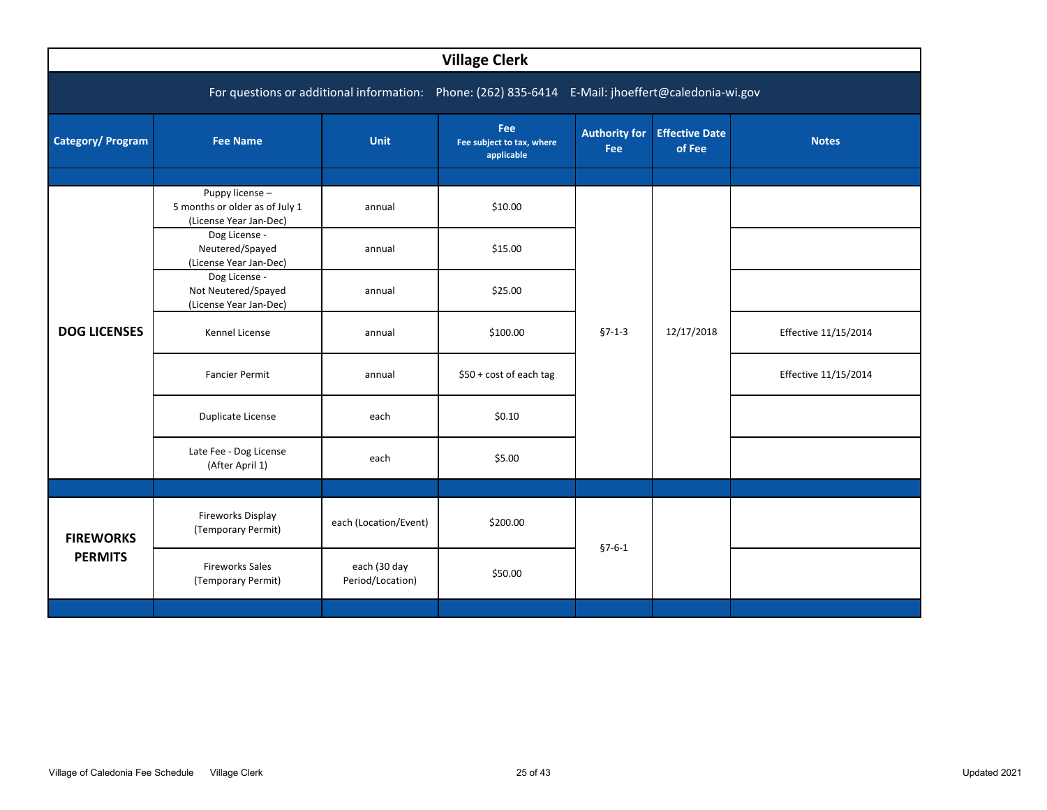## Village Clerk

For questions or additional information: Phone: (262) 835-6414 E-Mail: jhoeffert@caledonia-wi.gov

| Category/ Program | Fee Name | Unit | Fee<br>Fee subject to tax, where applicable | Authority for Fee | Effective Date of Fee | Notes |
|---|---|---|---|---|---|---|
| DOG LICENSES | Puppy license – 5 months or older as of July 1 (License Year Jan-Dec) | annual | $10.00 | §7-1-3 | 12/17/2018 | |
| | Dog License - Neutered/Spayed (License Year Jan-Dec) | annual | $15.00 | | | |
| | Dog License - Not Neutered/Spayed (License Year Jan-Dec) | annual | $25.00 | | | |
| | Kennel License | annual | $100.00 | | | Effective 11/15/2014 |
| | Fancier Permit | annual | $50 + cost of each tag | | | Effective 11/15/2014 |
| | Duplicate License | each | $0.10 | | | |
| | Late Fee - Dog License (After April 1) | each | $5.00 | | | |
| FIREWORKS PERMITS | Fireworks Display (Temporary Permit) | each (Location/Event) | $200.00 | §7-6-1 | | |
| | Fireworks Sales (Temporary Permit) | each (30 day Period/Location) | $50.00 | | | |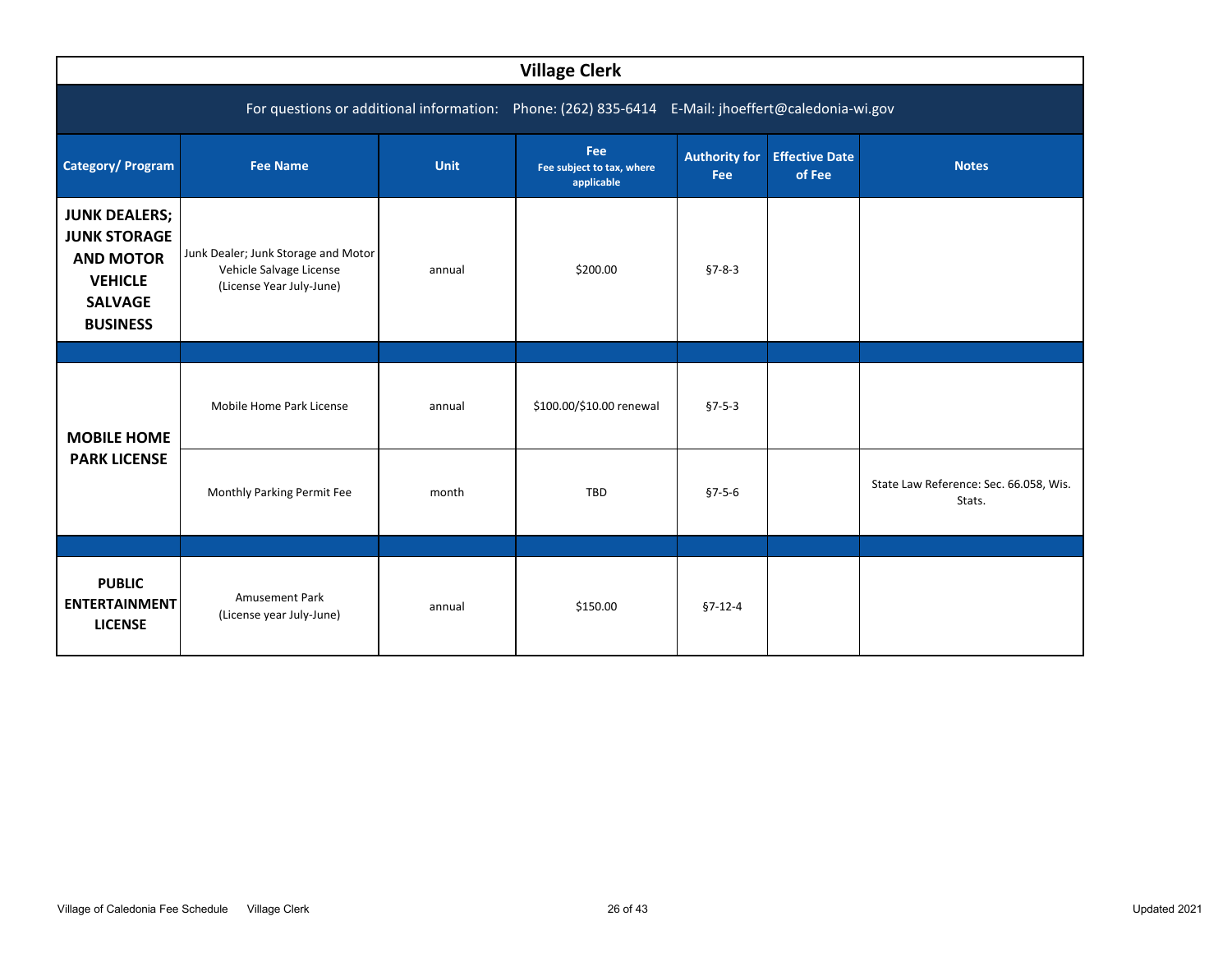# Village Clerk

For questions or additional information: Phone: (262) 835-6414 E-Mail: jhoeffert@caledonia-wi.gov

| Category/ Program | Fee Name | Unit | Fee<br>Fee subject to tax, where applicable | Authority for Fee | Effective Date of Fee | Notes |
|---|---|---|---|---|---|---|
| **JUNK DEALERS; JUNK STORAGE AND MOTOR VEHICLE SALVAGE BUSINESS** | Junk Dealer; Junk Storage and Motor Vehicle Salvage License (License Year July-June) | annual | $200.00 | §7-8-3 | | |
| | | | | | | |
| **MOBILE HOME PARK LICENSE** | Mobile Home Park License | annual | $100.00/$10.00 renewal | §7-5-3 | | |
| | Monthly Parking Permit Fee | month | TBD | §7-5-6 | | State Law Reference: Sec. 66.058, Wis. Stats. |
| | | | | | | |
| **PUBLIC ENTERTAINMENT LICENSE** | Amusement Park (License year July-June) | annual | $150.00 | §7-12-4 | | |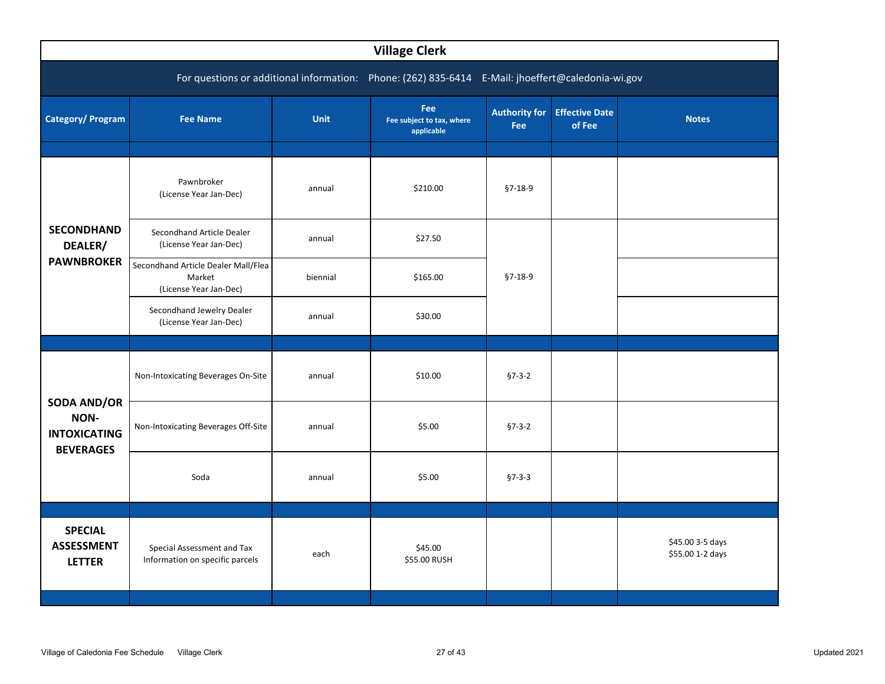## Village Clerk

For questions or additional information: Phone: (262) 835-6414 E-Mail: jhoeffert@caledonia-wi.gov

| Category/ Program | Fee Name | Unit | Fee<br>Fee subject to tax, where applicable | Authority for Fee | Effective Date of Fee | Notes |
|---|---|---|---|---|---|---|
| **SECONDHAND DEALER/ PAWNBROKER** | Pawnbroker<br>(License Year Jan-Dec) | annual | $210.00 | §7-18-9 | | |
| | Secondhand Article Dealer<br>(License Year Jan-Dec) | annual | $27.50 | §7-18-9 | | |
| | Secondhand Article Dealer Mall/Flea Market<br>(License Year Jan-Dec) | biennial | $165.00 | | | |
| | Secondhand Jewelry Dealer<br>(License Year Jan-Dec) | annual | $30.00 | | | |
| **SODA AND/OR NON-INTOXICATING BEVERAGES** | Non-Intoxicating Beverages On-Site | annual | $10.00 | §7-3-2 | | |
| | Non-Intoxicating Beverages Off-Site | annual | $5.00 | §7-3-2 | | |
| | Soda | annual | $5.00 | §7-3-3 | | |
| **SPECIAL ASSESSMENT LETTER** | Special Assessment and Tax Information on specific parcels | each | $45.00<br>$55.00 RUSH | | | $45.00 3-5 days<br>$55.00 1-2 days |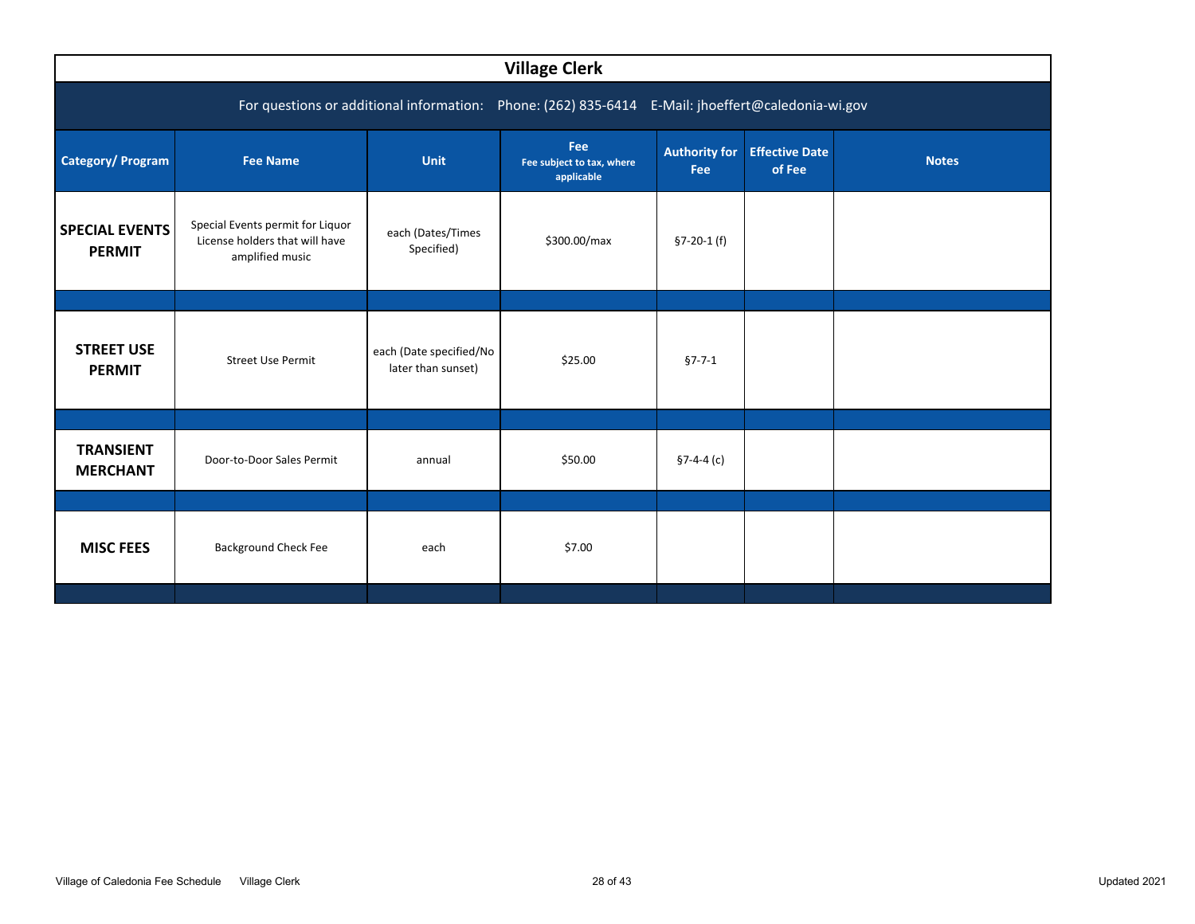# Village Clerk

For questions or additional information: Phone: (262) 835-6414 E-Mail: jhoeffert@caledonia-wi.gov

| Category/ Program | Fee Name | Unit | Fee<br>Fee subject to tax, where applicable | Authority for Fee | Effective Date of Fee | Notes |
|---|---|---|---|---|---|---|
| **SPECIAL EVENTS PERMIT** | Special Events permit for Liquor License holders that will have amplified music | each (Dates/Times Specified) | $300.00/max | §7-20-1 (f) | | |
| | | | | | | |
| **STREET USE PERMIT** | Street Use Permit | each (Date specified/No later than sunset) | $25.00 | §7-7-1 | | |
| | | | | | | |
| **TRANSIENT MERCHANT** | Door-to-Door Sales Permit | annual | $50.00 | §7-4-4 (c) | | |
| | | | | | | |
| **MISC FEES** | Background Check Fee | each | $7.00 | | | |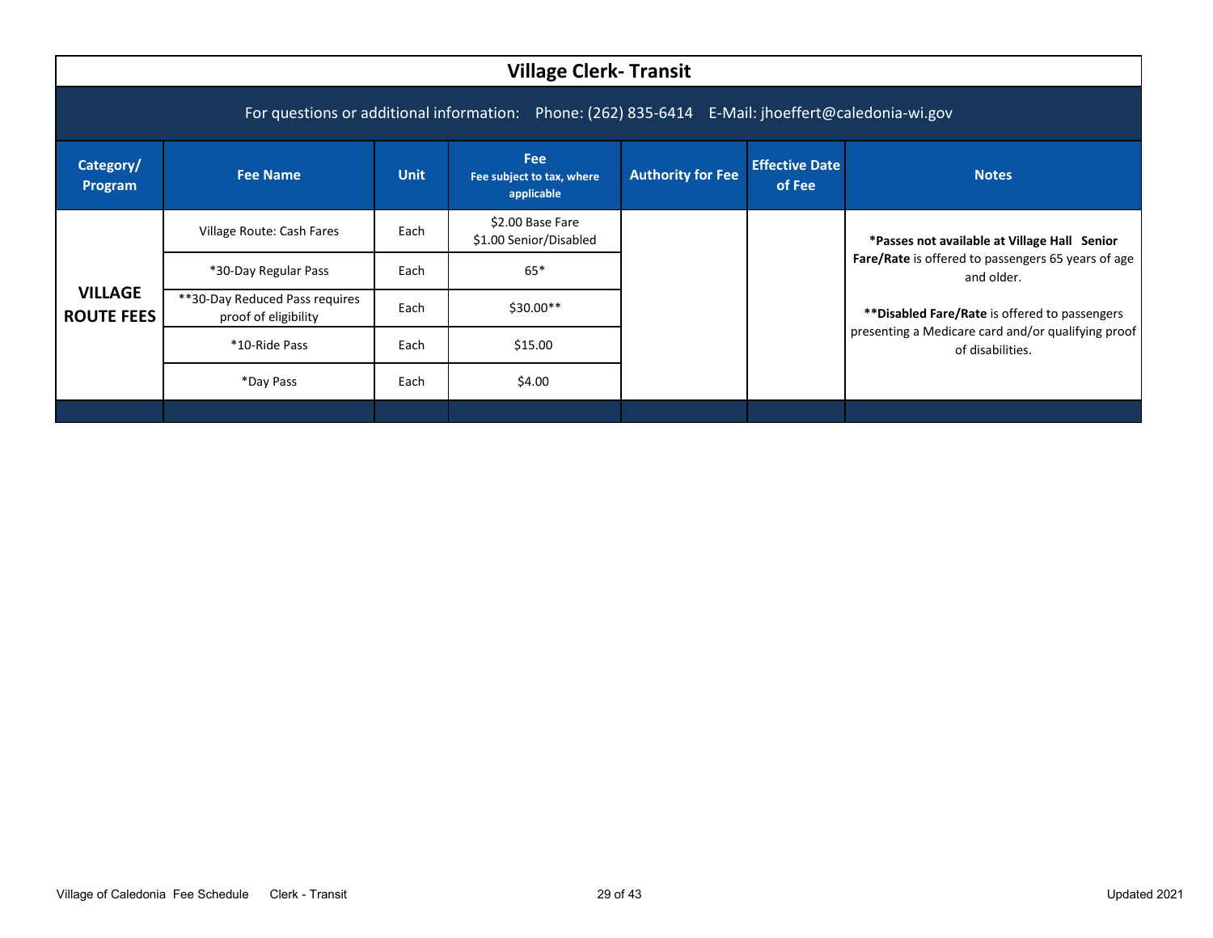# Village Clerk- Transit

For questions or additional information: Phone: (262) 835-6414 E-Mail: jhoeffert@caledonia-wi.gov

| Category/ Program | Fee Name | Unit | Fee<br>Fee subject to tax, where applicable | Authority for Fee | Effective Date of Fee | Notes |
|---|---|---|---|---|---|---|
| **VILLAGE ROUTE FEES** | Village Route: Cash Fares | Each | $2.00 Base Fare<br>$1.00 Senior/Disabled | | | **\*Passes not available at Village Hall Senior Fare/Rate** is offered to passengers 65 years of age and older.<br><br>**\*\*Disabled Fare/Rate** is offered to passengers presenting a Medicare card and/or qualifying proof of disabilities. |
| | *30-Day Regular Pass | Each | 65* | | | |
| | **30-Day Reduced Pass requires proof of eligibility | Each | $30.00** | | | |
| | *10-Ride Pass | Each | $15.00 | | | |
| | *Day Pass | Each | $4.00 | | | |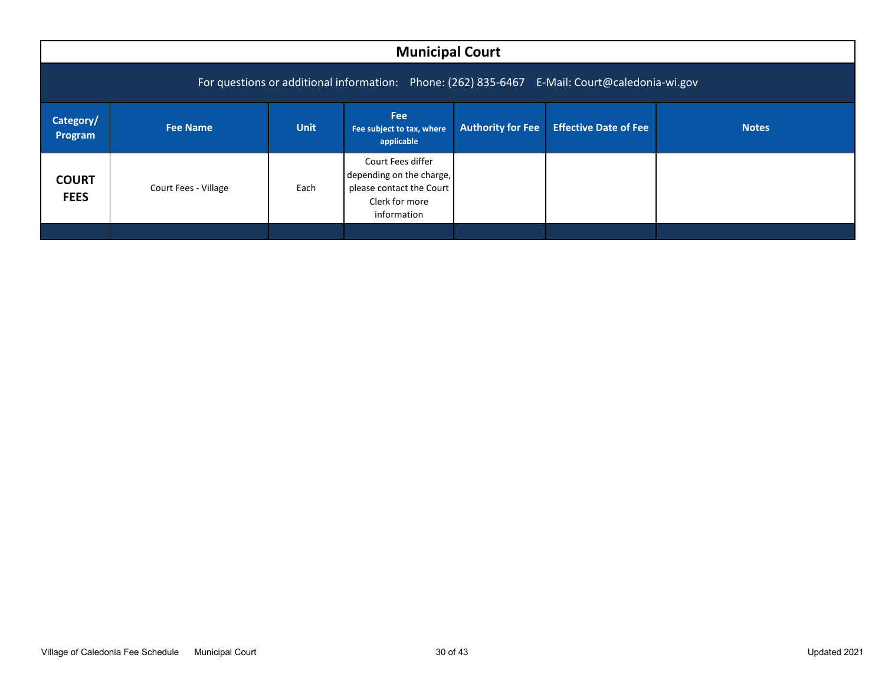## Municipal Court

For questions or additional information: Phone: (262) 835-6467 E-Mail: Court@caledonia-wi.gov

| Category/ Program | Fee Name | Unit | Fee<br>Fee subject to tax, where applicable | Authority for Fee | Effective Date of Fee | Notes |
|---|---|---|---|---|---|---|
| **COURT FEES** | Court Fees - Village | Each | Court Fees differ depending on the charge, please contact the Court Clerk for more information | | | |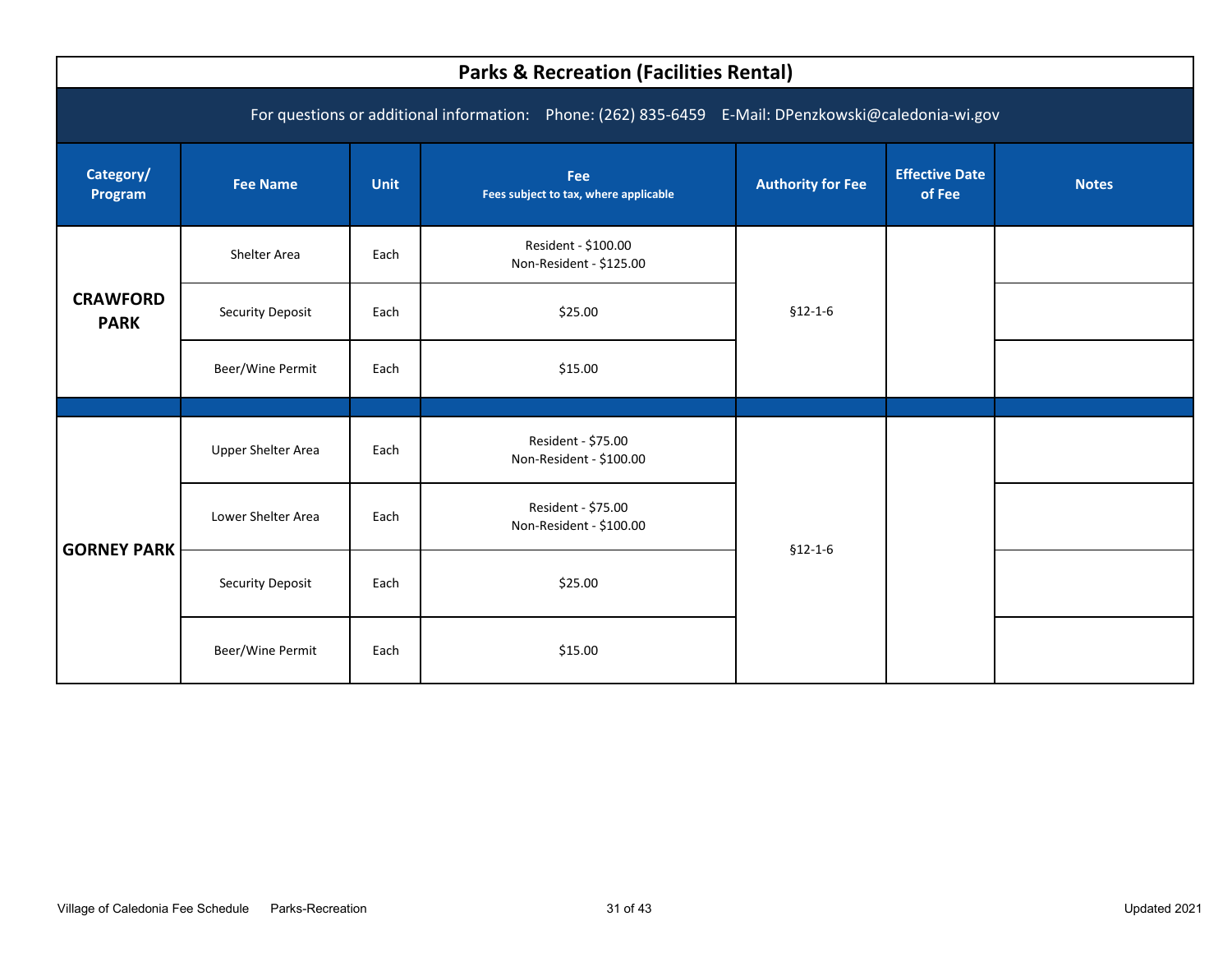| Parks & Recreation (Facilities Rental) | | | | | | |
|---|---|---|---|---|---|---|
| For questions or additional information: Phone: (262) 835-6459 E-Mail: DPenzkowski@caledonia-wi.gov | | | | | | |
| **Category/ Program** | **Fee Name** | **Unit** | **Fee** Fees subject to tax, where applicable | **Authority for Fee** | **Effective Date of Fee** | **Notes** |
| **CRAWFORD PARK** | Shelter Area | Each | Resident - $100.00<br>Non-Resident - $125.00 | §12-1-6 | | |
| | Security Deposit | Each | $25.00 | | | |
| | Beer/Wine Permit | Each | $15.00 | | | |
| | | | | | | |
| **GORNEY PARK** | Upper Shelter Area | Each | Resident - $75.00<br>Non-Resident - $100.00 | §12-1-6 | | |
| | Lower Shelter Area | Each | Resident - $75.00<br>Non-Resident - $100.00 | | | |
| | Security Deposit | Each | $25.00 | | | |
| | Beer/Wine Permit | Each | $15.00 | | | |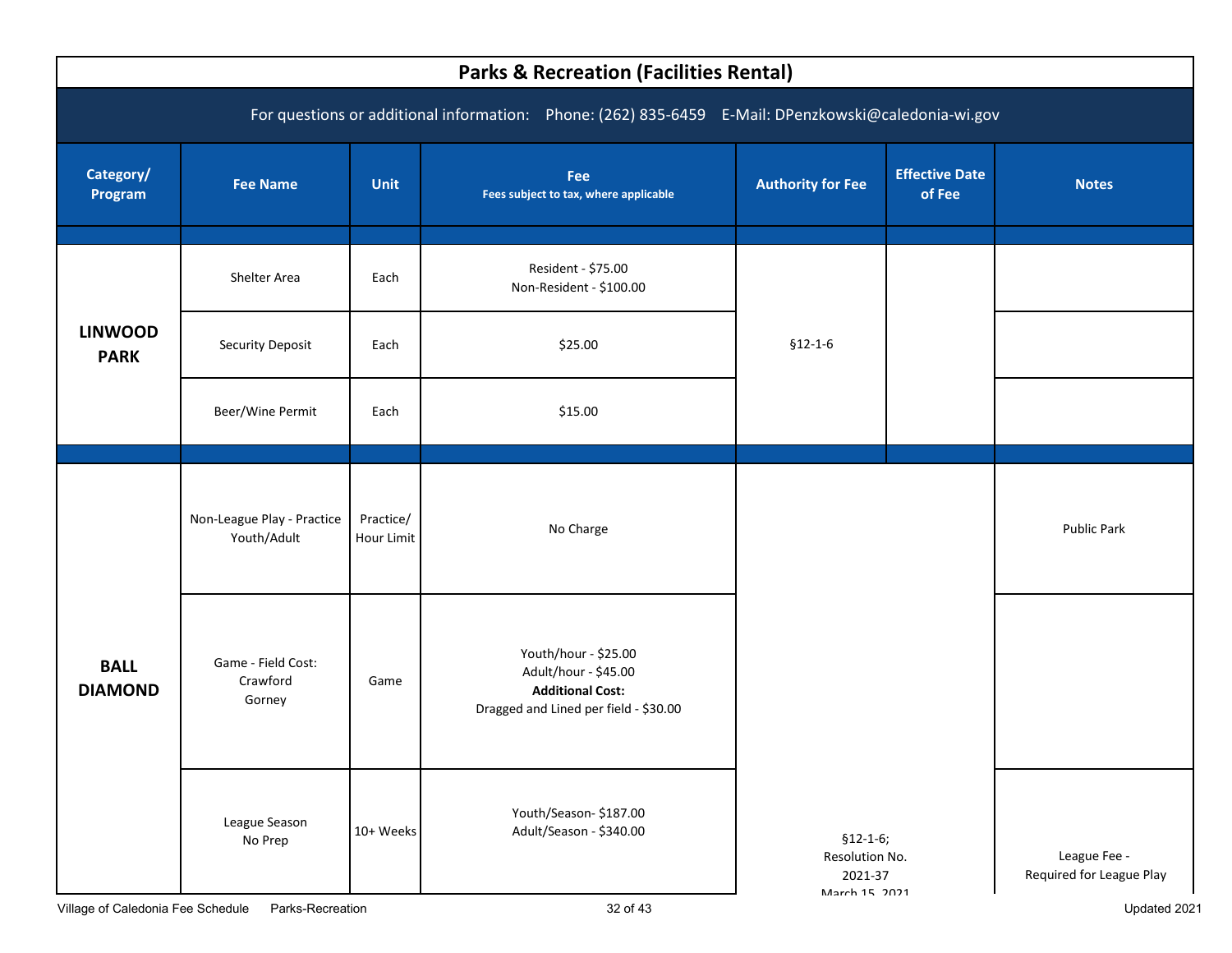# Parks & Recreation (Facilities Rental)

For questions or additional information: Phone: (262) 835-6459 E-Mail: DPenzkowski@caledonia-wi.gov

| Category/ Program | Fee Name | Unit | Fee<br>Fees subject to tax, where applicable | Authority for Fee | Effective Date of Fee | Notes |
|---|---|---|---|---|---|---|
| **LINWOOD PARK** | Shelter Area | Each | Resident - $75.00<br>Non-Resident - $100.00 | §12-1-6 | | |
| | Security Deposit | Each | $25.00 | | | |
| | Beer/Wine Permit | Each | $15.00 | | | |
| **BALL DIAMOND** | Non-League Play - Practice Youth/Adult | Practice/ Hour Limit | No Charge | | | Public Park |
| | Game - Field Cost: Crawford Gorney | Game | Youth/hour - $25.00<br>Adult/hour - $45.00<br>**Additional Cost:**<br>Dragged and Lined per field - $30.00 | | | |
| | League Season No Prep | 10+ Weeks | Youth/Season- $187.00<br>Adult/Season - $340.00 | §12-1-6; Resolution No. 2021-37 | March 15, 2021 | League Fee - Required for League Play |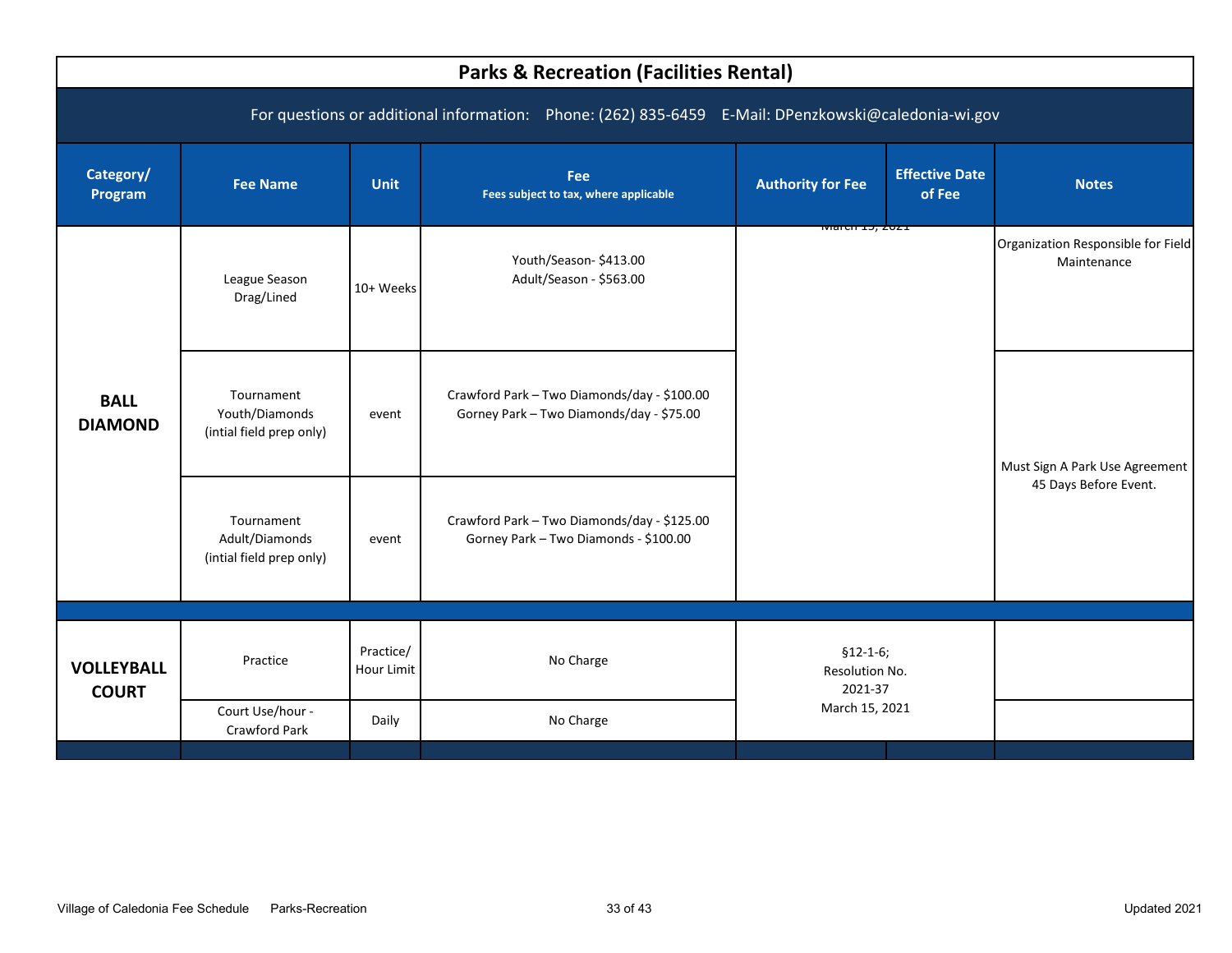# Parks & Recreation (Facilities Rental)

For questions or additional information: Phone: (262) 835-6459 E-Mail: DPenzkowski@caledonia-wi.gov

| Category/ Program | Fee Name | Unit | Fee<br>Fees subject to tax, where applicable | Authority for Fee | Effective Date of Fee | Notes |
|---|---|---|---|---|---|---|
| **BALL DIAMOND** | League Season Drag/Lined | 10+ Weeks | Youth/Season- $413.00<br>Adult/Season - $563.00 | March 15, 2021 | | Organization Responsible for Field Maintenance |
| | Tournament Youth/Diamonds (intial field prep only) | event | Crawford Park – Two Diamonds/day - $100.00<br>Gorney Park – Two Diamonds/day - $75.00 | | | Must Sign A Park Use Agreement 45 Days Before Event. |
| | Tournament Adult/Diamonds (intial field prep only) | event | Crawford Park – Two Diamonds/day - $125.00<br>Gorney Park – Two Diamonds - $100.00 | | | |
| **VOLLEYBALL COURT** | Practice | Practice/ Hour Limit | No Charge | §12-1-6; Resolution No. 2021-37 March 15, 2021 | | |
| | Court Use/hour - Crawford Park | Daily | No Charge | | | |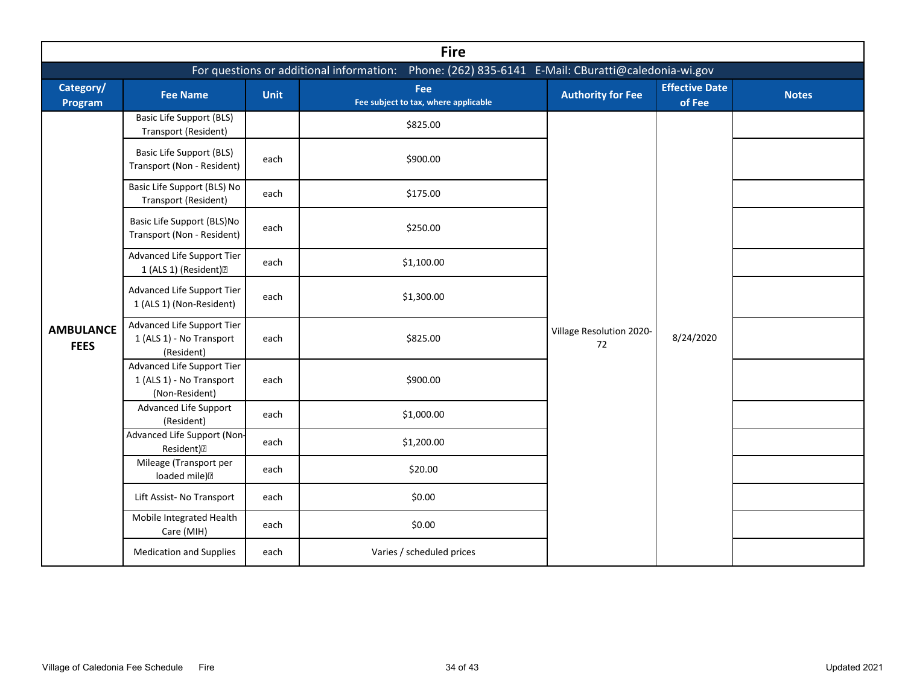# Fire

For questions or additional information: Phone: (262) 835-6141 E-Mail: CBuratti@caledonia-wi.gov

| Category/ Program | Fee Name | Unit | Fee<br>Fee subject to tax, where applicable | Authority for Fee | Effective Date of Fee | Notes |
|---|---|---|---|---|---|---|
| **AMBULANCE FEES** | Basic Life Support (BLS) Transport (Resident) | | $825.00 | Village Resolution 2020-72 | 8/24/2020 | |
| | Basic Life Support (BLS) Transport (Non - Resident) | each | $900.00 | | | |
| | Basic Life Support (BLS) No Transport (Resident) | each | $175.00 | | | |
| | Basic Life Support (BLS)No Transport (Non - Resident) | each | $250.00 | | | |
| | Advanced Life Support Tier 1 (ALS 1) (Resident) | each | $1,100.00 | | | |
| | Advanced Life Support Tier 1 (ALS 1) (Non-Resident) | each | $1,300.00 | | | |
| | Advanced Life Support Tier 1 (ALS 1) - No Transport (Resident) | each | $825.00 | | | |
| | Advanced Life Support Tier 1 (ALS 1) - No Transport (Non-Resident) | each | $900.00 | | | |
| | Advanced Life Support (Resident) | each | $1,000.00 | | | |
| | Advanced Life Support (Non-Resident) | each | $1,200.00 | | | |
| | Mileage (Transport per loaded mile) | each | $20.00 | | | |
| | Lift Assist- No Transport | each | $0.00 | | | |
| | Mobile Integrated Health Care (MIH) | each | $0.00 | | | |
| | Medication and Supplies | each | Varies / scheduled prices | | | |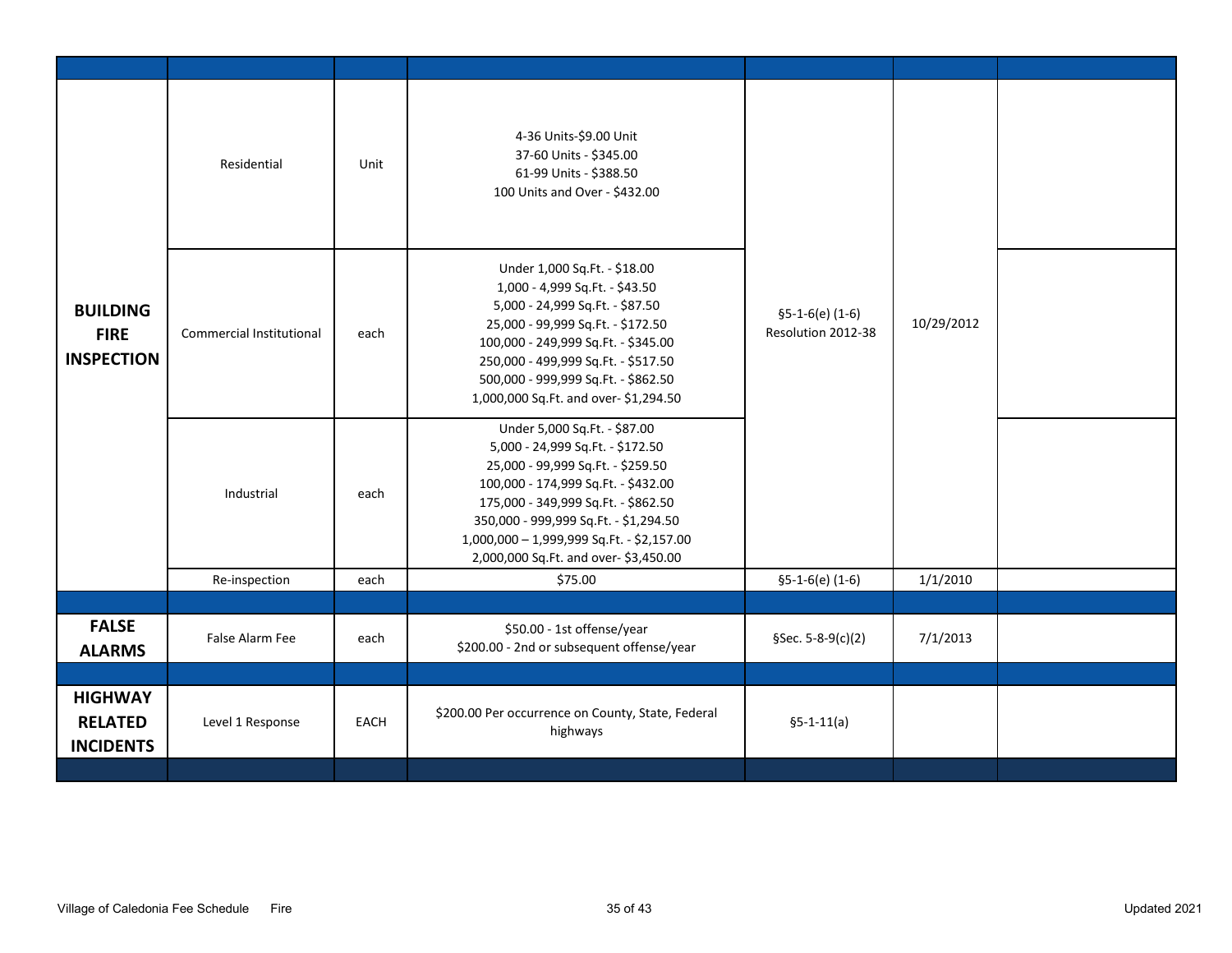| | | | | | | |
|---|---|---|---|---|---|---|
| **BUILDING FIRE INSPECTION** | Residential | Unit | 4-36 Units-$9.00 Unit<br>37-60 Units - $345.00<br>61-99 Units - $388.50<br>100 Units and Over - $432.00 | §5-1-6(e) (1-6)<br>Resolution 2012-38 | 10/29/2012 | |
| | Commercial Institutional | each | Under 1,000 Sq.Ft. - $18.00<br>1,000 - 4,999 Sq.Ft. - $43.50<br>5,000 - 24,999 Sq.Ft. - $87.50<br>25,000 - 99,999 Sq.Ft. - $172.50<br>100,000 - 249,999 Sq.Ft. - $345.00<br>250,000 - 499,999 Sq.Ft. - $517.50<br>500,000 - 999,999 Sq.Ft. - $862.50<br>1,000,000 Sq.Ft. and over- $1,294.50 | | | |
| | Industrial | each | Under 5,000 Sq.Ft. - $87.00<br>5,000 - 24,999 Sq.Ft. - $172.50<br>25,000 - 99,999 Sq.Ft. - $259.50<br>100,000 - 174,999 Sq.Ft. - $432.00<br>175,000 - 349,999 Sq.Ft. - $862.50<br>350,000 - 999,999 Sq.Ft. - $1,294.50<br>1,000,000 – 1,999,999 Sq.Ft. - $2,157.00<br>2,000,000 Sq.Ft. and over- $3,450.00 | | | |
| | Re-inspection | each | $75.00 | §5-1-6(e) (1-6) | 1/1/2010 | |
| | | | | | | |
| **FALSE ALARMS** | False Alarm Fee | each | $50.00 - 1st offense/year<br>$200.00 - 2nd or subsequent offense/year | §Sec. 5-8-9(c)(2) | 7/1/2013 | |
| | | | | | | |
| **HIGHWAY RELATED INCIDENTS** | Level 1 Response | EACH | $200.00 Per occurrence on County, State, Federal highways | §5-1-11(a) | | |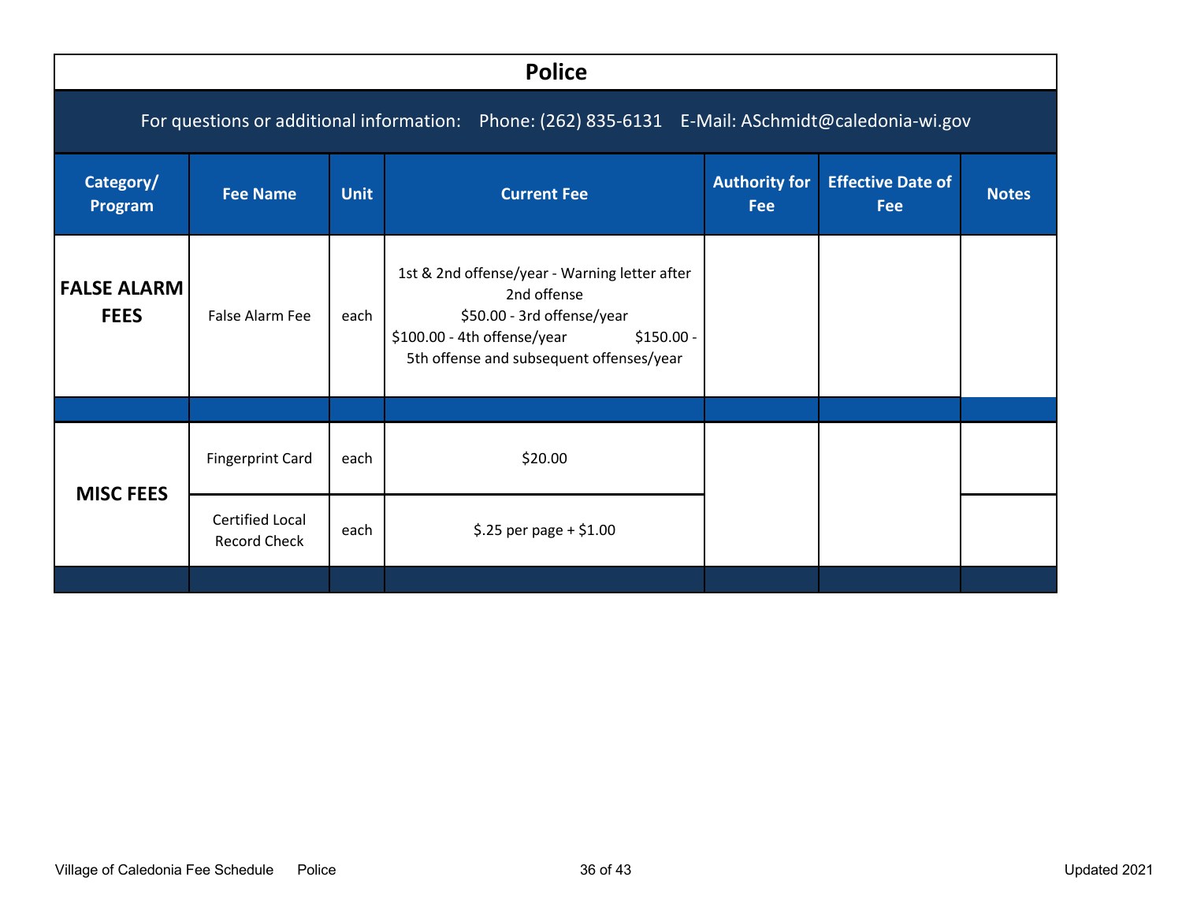# Police

For questions or additional information: Phone: (262) 835-6131 E-Mail: ASchmidt@caledonia-wi.gov

| Category/ Program | Fee Name | Unit | Current Fee | Authority for Fee | Effective Date of Fee | Notes |
|---|---|---|---|---|---|---|
| **FALSE ALARM FEES** | False Alarm Fee | each | 1st & 2nd offense/year - Warning letter after 2nd offense<br>$50.00 - 3rd offense/year<br>$100.00 - 4th offense/year $150.00 - 5th offense and subsequent offenses/year | | | |
| | | | | | | |
| **MISC FEES** | Fingerprint Card | each | $20.00 | | | |
| | Certified Local Record Check | each | $.25 per page + $1.00 | | | |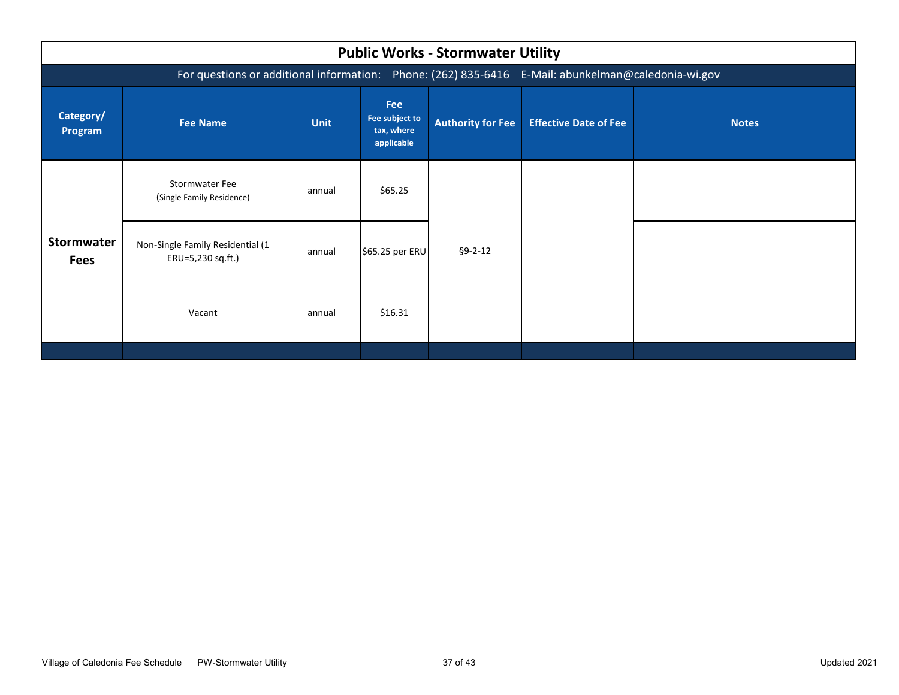## Public Works - Stormwater Utility

For questions or additional information: Phone: (262) 835-6416 E-Mail: abunkelman@caledonia-wi.gov

| Category/ Program | Fee Name | Unit | Fee<br>Fee subject to tax, where applicable | Authority for Fee | Effective Date of Fee | Notes |
|---|---|---|---|---|---|---|
| **Stormwater Fees** | Stormwater Fee (Single Family Residence) | annual | $65.25 | §9-2-12 | | |
| | Non-Single Family Residential (1 ERU=5,230 sq.ft.) | annual | $65.25 per ERU | | | |
| | Vacant | annual | $16.31 | | | |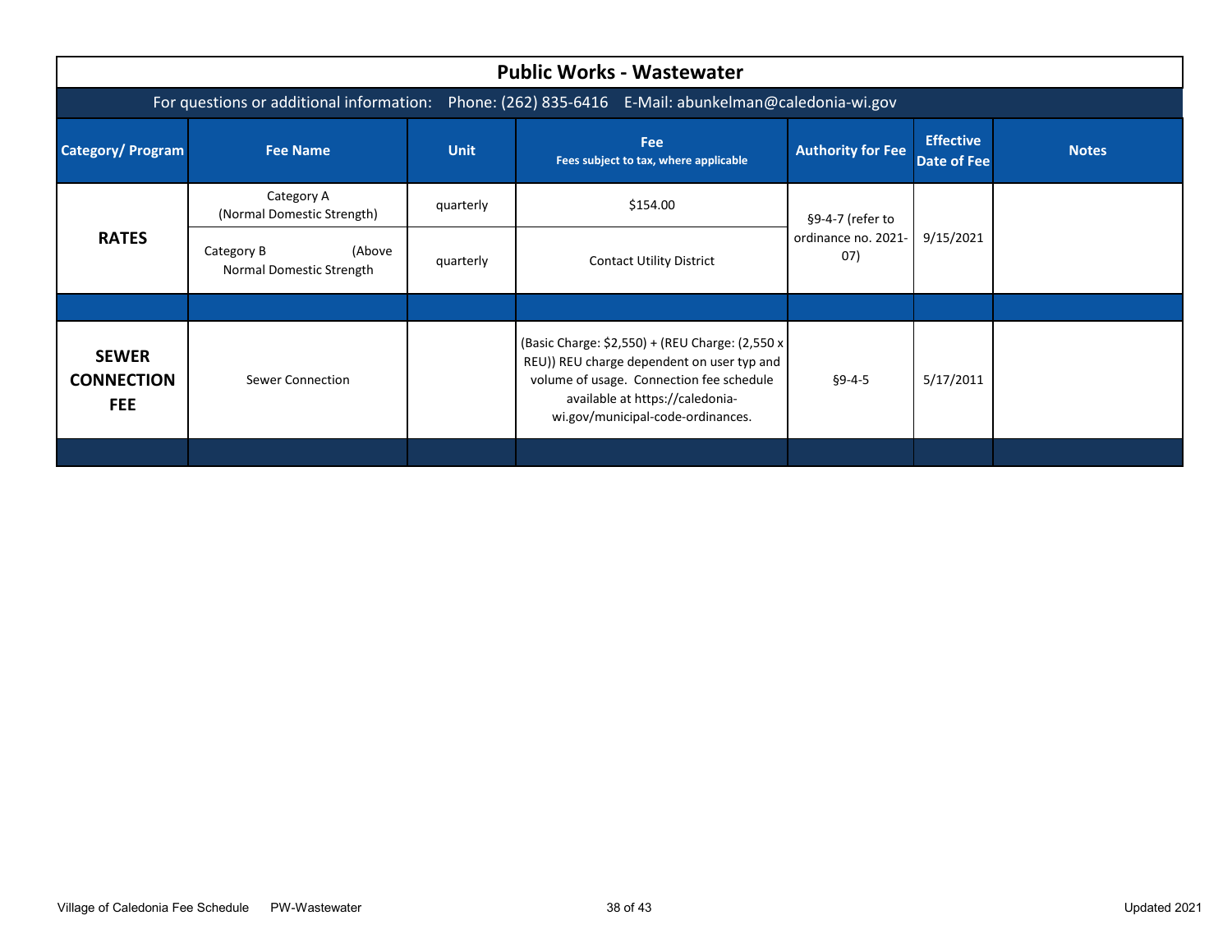# Public Works - Wastewater

For questions or additional information: Phone: (262) 835-6416 E-Mail: abunkelman@caledonia-wi.gov

| Category/ Program | Fee Name | Unit | Fee<br>Fees subject to tax, where applicable | Authority for Fee | Effective Date of Fee | Notes |
|---|---|---|---|---|---|---|
| **RATES** | Category A (Normal Domestic Strength) | quarterly | $154.00 | §9-4-7 (refer to ordinance no. 2021-07) | 9/15/2021 | |
| | Category B (Above Normal Domestic Strength | quarterly | Contact Utility District | | | |
| | | | | | | |
| **SEWER CONNECTION FEE** | Sewer Connection | | (Basic Charge: $2,550) + (REU Charge: (2,550 x REU)) REU charge dependent on user typ and volume of usage. Connection fee schedule available at https://caledonia-wi.gov/municipal-code-ordinances. | §9-4-5 | 5/17/2011 | |
| | | | | | | |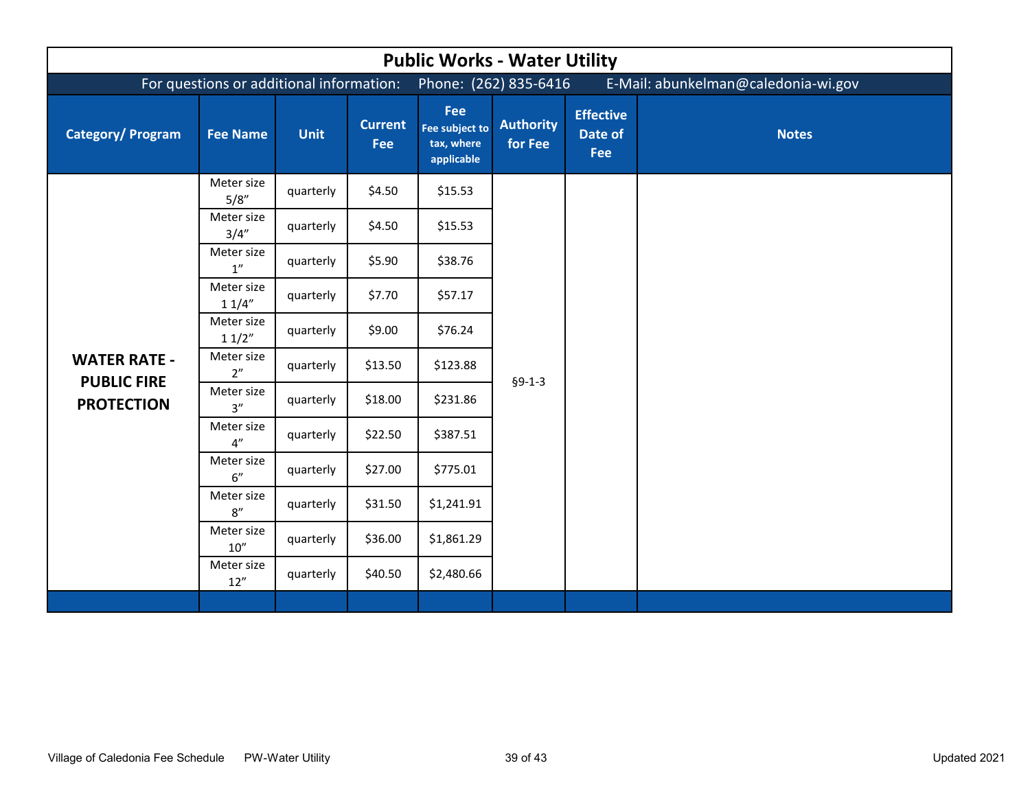# Public Works - Water Utility

For questions or additional information: Phone: (262) 835-6416 E-Mail: abunkelman@caledonia-wi.gov

| Category/ Program | Fee Name | Unit | Current Fee | Fee Fee subject to tax, where applicable | Authority for Fee | Effective Date of Fee | Notes |
|---|---|---|---|---|---|---|---|
| **WATER RATE - PUBLIC FIRE PROTECTION** | Meter size 5/8″ | quarterly | $4.50 | $15.53 | §9-1-3 | | |
| | Meter size 3/4″ | quarterly | $4.50 | $15.53 | | | |
| | Meter size 1″ | quarterly | $5.90 | $38.76 | | | |
| | Meter size 1 1/4″ | quarterly | $7.70 | $57.17 | | | |
| | Meter size 1 1/2″ | quarterly | $9.00 | $76.24 | | | |
| | Meter size 2″ | quarterly | $13.50 | $123.88 | | | |
| | Meter size 3″ | quarterly | $18.00 | $231.86 | | | |
| | Meter size 4″ | quarterly | $22.50 | $387.51 | | | |
| | Meter size 6″ | quarterly | $27.00 | $775.01 | | | |
| | Meter size 8″ | quarterly | $31.50 | $1,241.91 | | | |
| | Meter size 10″ | quarterly | $36.00 | $1,861.29 | | | |
| | Meter size 12″ | quarterly | $40.50 | $2,480.66 | | | |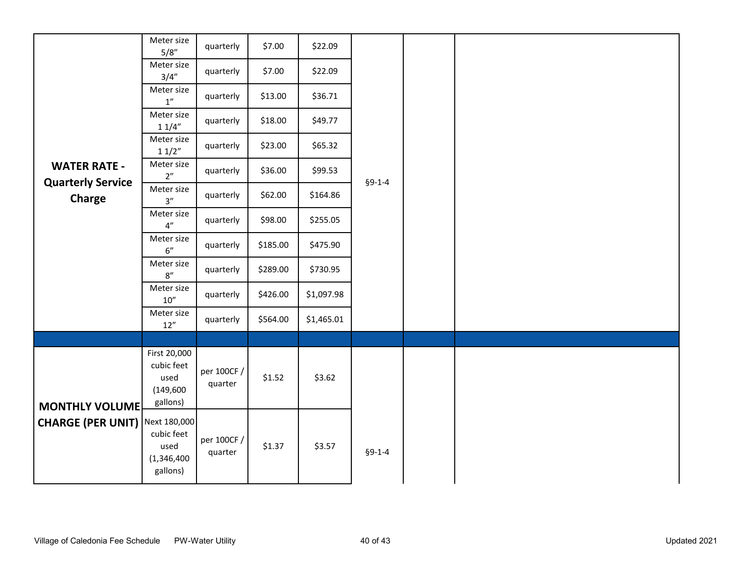| | | | | | | | |
|---|---|---|---|---|---|---|---|
| **WATER RATE - Quarterly Service Charge** | Meter size 5/8″ | quarterly | $7.00 | $22.09 | §9-1-4 | | |
| | Meter size 3/4″ | quarterly | $7.00 | $22.09 | | | |
| | Meter size 1″ | quarterly | $13.00 | $36.71 | | | |
| | Meter size 1 1/4″ | quarterly | $18.00 | $49.77 | | | |
| | Meter size 1 1/2″ | quarterly | $23.00 | $65.32 | | | |
| | Meter size 2″ | quarterly | $36.00 | $99.53 | | | |
| | Meter size 3″ | quarterly | $62.00 | $164.86 | | | |
| | Meter size 4″ | quarterly | $98.00 | $255.05 | | | |
| | Meter size 6″ | quarterly | $185.00 | $475.90 | | | |
| | Meter size 8″ | quarterly | $289.00 | $730.95 | | | |
| | Meter size 10″ | quarterly | $426.00 | $1,097.98 | | | |
| | Meter size 12″ | quarterly | $564.00 | $1,465.01 | | | |
| | | | | | | | |
| **MONTHLY VOLUME CHARGE (PER UNIT)** | First 20,000 cubic feet used (149,600 gallons) | per 100CF / quarter | $1.52 | $3.62 | §9-1-4 | | |
| | Next 180,000 cubic feet used (1,346,400 gallons) | per 100CF / quarter | $1.37 | $3.57 | | | |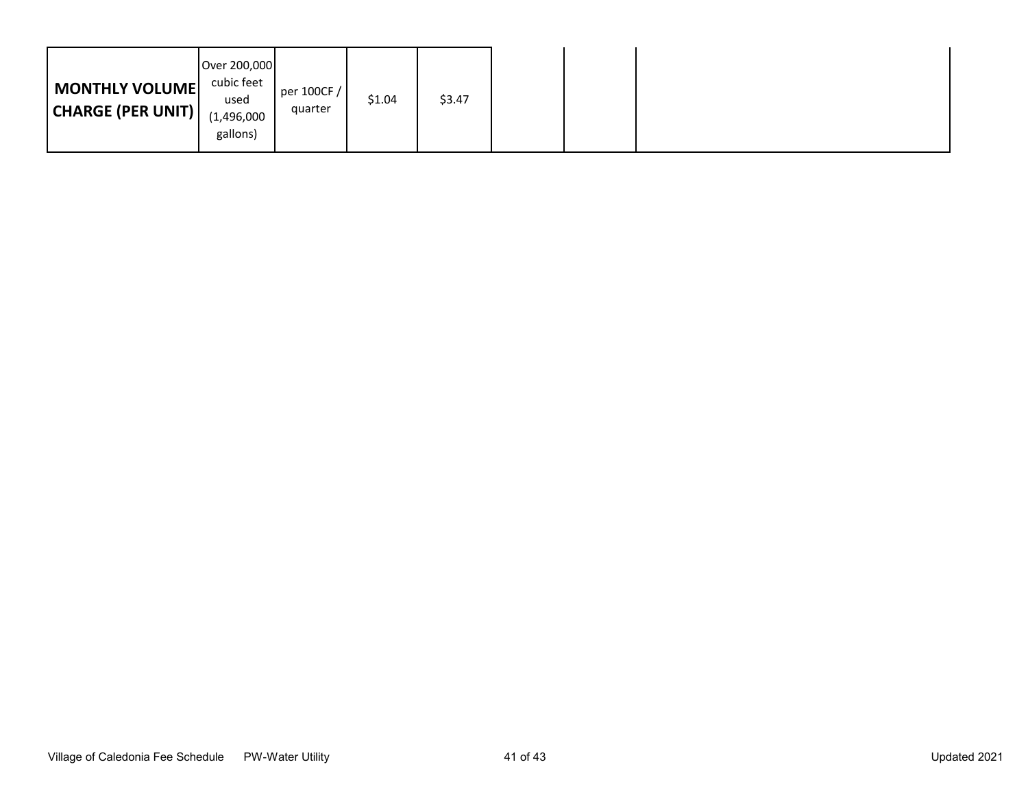| | | | | | | | |
|---|---|---|---|---|---|---|---|
| **MONTHLY VOLUME CHARGE (PER UNIT)** | Over 200,000 cubic feet used (1,496,000 gallons) | per 100CF / quarter | $1.04 | $3.47 | | | |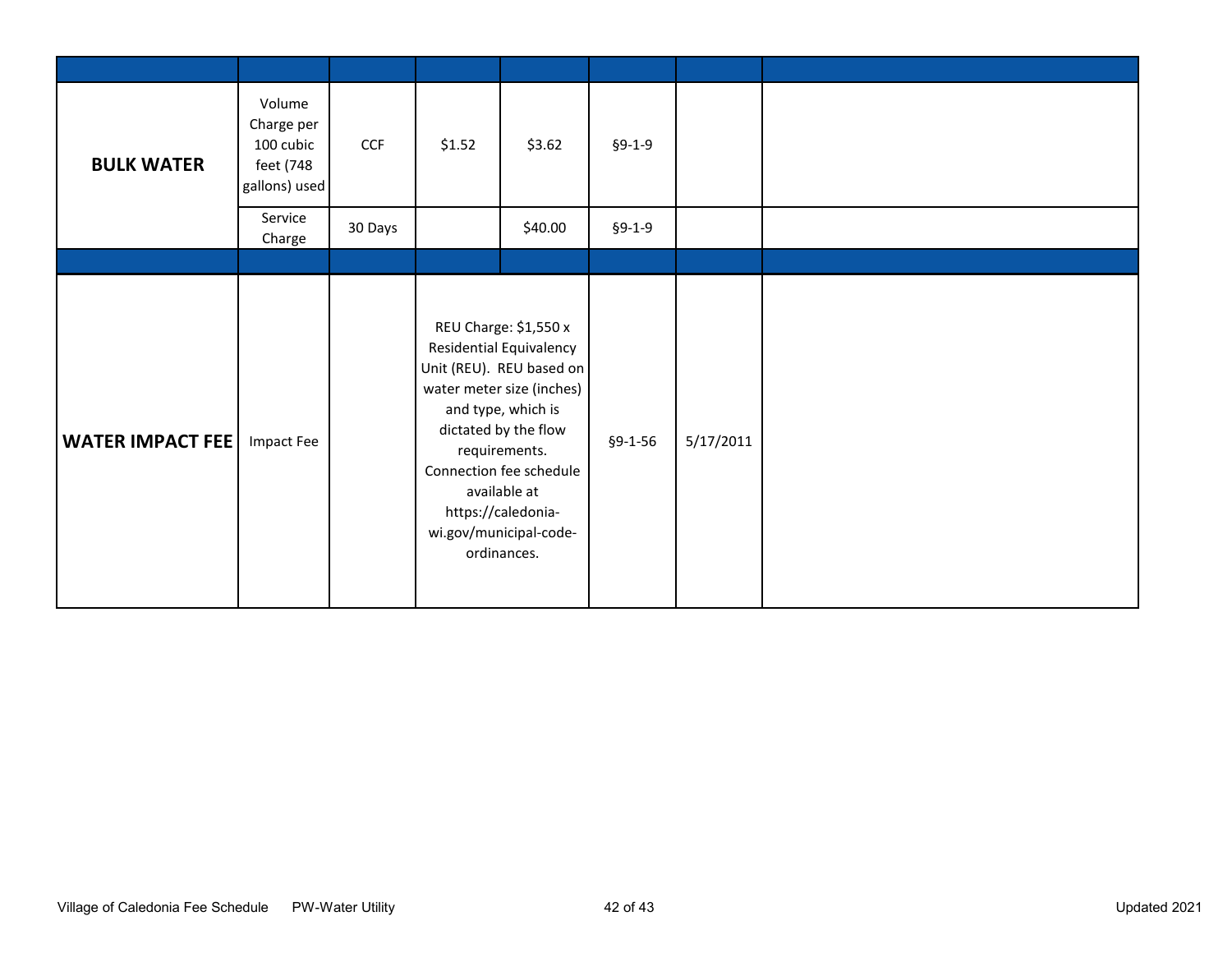| | | | | | | | |
|---|---|---|---|---|---|---|---|
| **BULK WATER** | Volume Charge per 100 cubic feet (748 gallons) used | CCF | $1.52 | $3.62 | §9-1-9 | | |
| | Service Charge | 30 Days | | $40.00 | §9-1-9 | | |
| | | | | | | | |
| **WATER IMPACT FEE** | Impact Fee | | REU Charge: $1,550 x Residential Equivalency Unit (REU). REU based on water meter size (inches) and type, which is dictated by the flow requirements. Connection fee schedule available at https://caledonia-wi.gov/municipal-code-ordinances. | | §9-1-56 | 5/17/2011 | |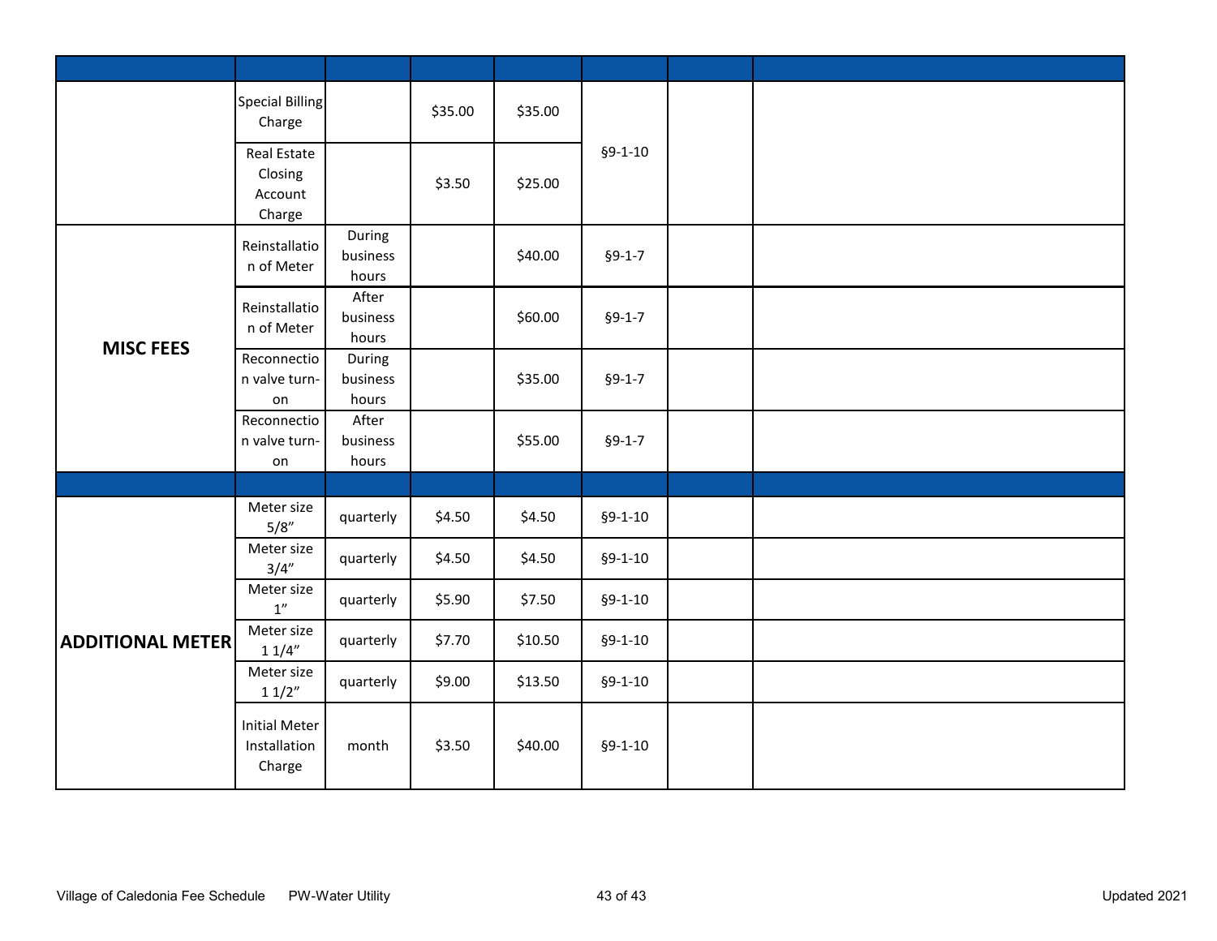| | | | | | | | |
|---|---|---|---|---|---|---|---|
| | Special Billing Charge | | $35.00 | $35.00 | §9-1-10 | | |
| | Real Estate Closing Account Charge | | $3.50 | $25.00 | | | |
| **MISC FEES** | Reinstallation of Meter | During business hours | | $40.00 | §9-1-7 | | |
| | Reinstallation of Meter | After business hours | | $60.00 | §9-1-7 | | |
| | Reconnection valve turn-on | During business hours | | $35.00 | §9-1-7 | | |
| | Reconnection valve turn-on | After business hours | | $55.00 | §9-1-7 | | |
| | | | | | | | |
| **ADDITIONAL METER** | Meter size 5/8″ | quarterly | $4.50 | $4.50 | §9-1-10 | | |
| | Meter size 3/4″ | quarterly | $4.50 | $4.50 | §9-1-10 | | |
| | Meter size 1″ | quarterly | $5.90 | $7.50 | §9-1-10 | | |
| | Meter size 1 1/4″ | quarterly | $7.70 | $10.50 | §9-1-10 | | |
| | Meter size 1 1/2″ | quarterly | $9.00 | $13.50 | §9-1-10 | | |
| | Initial Meter Installation Charge | month | $3.50 | $40.00 | §9-1-10 | | |